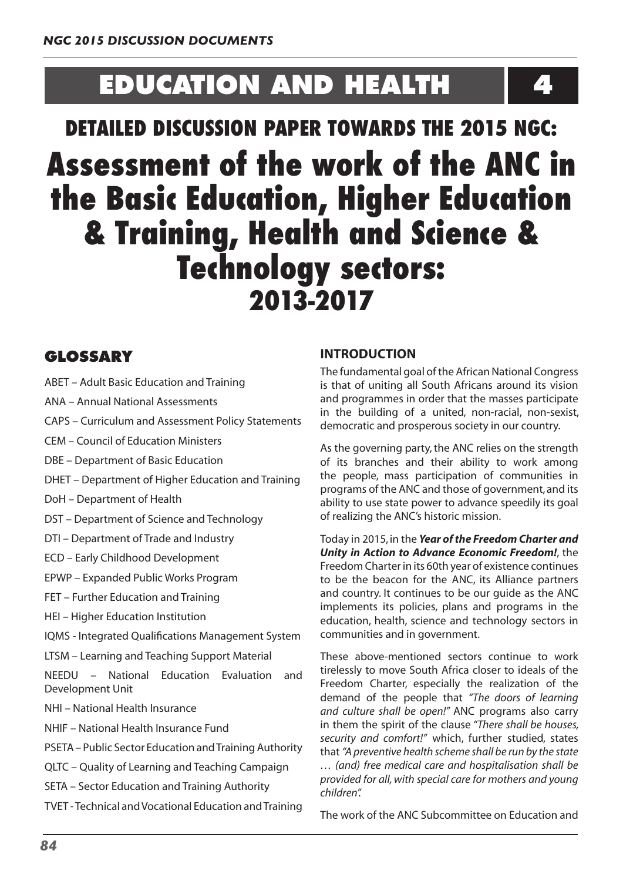# EDUCATION AND HEALTH 4

## DETAILED DISCUSSION PAPER TOWARDS THE 2015 NGC:

# Assessment of the work of the ANC in the Basic Education, Higher Education & Training, Health and Science & Technology sectors: 2013-2017

## GLOSSARY

ABET – Adult Basic Education and Training

ANA – Annual National Assessments

CAPS – Curriculum and Assessment Policy Statements

CEM – Council of Education Ministers

DBE – Department of Basic Education

DHET – Department of Higher Education and Training

DoH – Department of Health

DST – Department of Science and Technology

DTI – Department of Trade and Industry

ECD – Early Childhood Development

EPWP – Expanded Public Works Program

FET – Further Education and Training

HEI – Higher Education Institution

IQMS - Integrated Qualifications Management System

LTSM – Learning and Teaching Support Material

NEEDU – National Education Evaluation and Development Unit

NHI – National Health Insurance

NHIF – National Health Insurance Fund

PSETA – Public Sector Education and Training Authority

QLTC – Quality of Learning and Teaching Campaign

SETA – Sector Education and Training Authority

TVET - Technical and Vocational Education and Training

## INTRODUCTION

The fundamental goal of the African National Congress is that of uniting all South Africans around its vision and programmes in order that the masses participate in the building of a united, non-racial, non-sexist, democratic and prosperous society in our country.

As the governing party, the ANC relies on the strength of its branches and their ability to work among the people, mass participation of communities in programs of the ANC and those of government, and its ability to use state power to advance speedily its goal of realizing the ANC's historic mission.

Today in 2015, in the ***Year of the Freedom Charter and Unity in Action to Advance Economic Freedom!***, the Freedom Charter in its 60th year of existence continues to be the beacon for the ANC, its Alliance partners and country. It continues to be our guide as the ANC implements its policies, plans and programs in the education, health, science and technology sectors in communities and in government.

These above-mentioned sectors continue to work tirelessly to move South Africa closer to ideals of the Freedom Charter, especially the realization of the demand of the people that *"The doors of learning and culture shall be open!"* ANC programs also carry in them the spirit of the clause *"There shall be houses, security and comfort!"* which, further studied, states that *"A preventive health scheme shall be run by the state … (and) free medical care and hospitalisation shall be provided for all, with special care for mothers and young children".*

The work of the ANC Subcommittee on Education and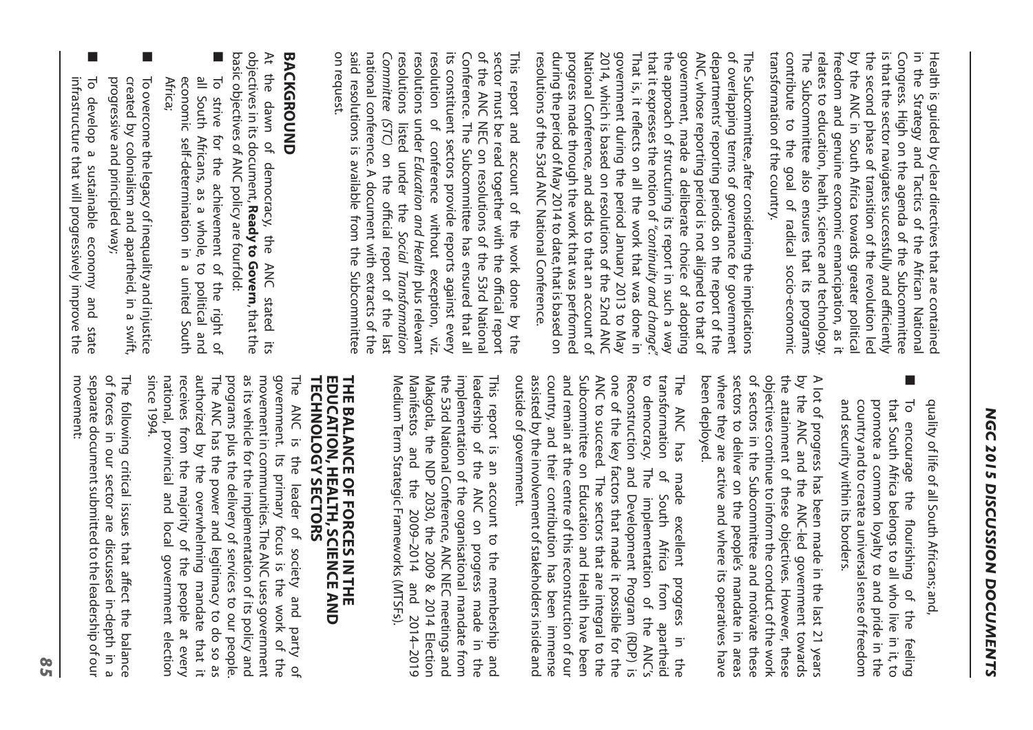Health is guided by clear directives that are contained in the Strategy and Tactics of the African National Congress. High on the agenda of the Subcommittee is that the sector navigates successfully and efficiently the second phase of transition of the revolution led by the ANC in South Africa towards greater political freedom and genuine economic emancipation, as it relates to education, health, science and technology. The Subcommittee also ensures that its programs contribute to the goal of radical socio-economic transformation of the country.

The Subcommittee, after considering the implications of overlapping terms of governance for government departments' reporting periods on the report of the ANC, whose reporting period is not aligned to that of government, made a deliberate choice of adopting the approach of structuring its report in such a way that it expresses the notion of *"continuity and change"*. That is, it reflects on all the work that was done in government during the period January 2013 to May 2014, which is based on resolutions of the 52nd ANC National Conference, and adds to that an account of progress made through the work that was performed during the period of May 2014 to date, that is based on resolutions of the 53rd ANC National Conference.

This report and account of the work done by the sector must be read together with the official report of the ANC NEC on resolutions of the 53rd National Conference. The Subcommittee has ensured that all its constituent sectors provide reports against every resolution of conference without exception, viz. resolutions under *Education and Health* plus relevant resolutions listed under the *Social Transformation Committee (STC)* on the official report of the last national conference. A document with extracts of the said resolutions is available from the Subcommittee on request.

## BACKGROUND

At the dawn of democracy, the ANC stated its objectives in its document, **Ready to Govern**, that the basic objectives of ANC policy are fourfold:

- To strive for the achievement of the right of all South Africans, as a whole, to political and economic self-determination in a united South Africa;
- To overcome the legacy of inequality and injustice created by colonialism and apartheid, in a swift, progressive and principled way;
- To develop a sustainable economy and state infrastructure that will progressively improve the quality of life of all South Africans; and,
- To encourage the flourishing of the feeling that South Africa belongs to all who live in it, to promote a common loyalty to and pride in the country and to create a universal sense of freedom and security within its borders.

A lot of progress has been made in the last 21 years by the ANC and the ANC-led government towards the attainment of these objectives. However, these objectives continue to inform the conduct of the work of sectors in the Subcommittee and motivate these sectors to deliver on the people's mandate in areas where they are active and where its operatives have been deployed.

The ANC has made excellent progress in the transformation of South Africa from apartheid to democracy. The implementation of the ANC's Reconstruction and Development Program (RDP) is one of the key factors that made it possible for the ANC to succeed. The sectors that are integral to the Subcommittee on Education and Health have been and remain at the centre of this reconstruction of our country, and their contribution has been immense assisted by the involvement of stakeholders inside and outside of government.

This report is an account to the membership and leadership of the ANC on progress made in the implementation of the organisational mandate from the 53rd National Conference, ANC NEC meetings and Makgotla, the NDP 2030, the 2009 & 2014 Election Manifestos and the 2009–2014 and 2014–2019 Medium Term Strategic Frameworks (MTSFs).

## THE BALANCE OF FORCES IN THE EDUCATION, HEALTH, SCIENCE AND TECHNOLOGY SECTORS

The ANC is the leader of society and party of government. Its primary focus is the work of the movement in communities. The ANC uses government as its vehicle for the implementation of its policy and programs plus the delivery of services to our people. The ANC has the power and legitimacy to do so as authorized by the overwhelming mandate that it receives from the majority of the people at every national, provincial and local government election since 1994.

The following critical issues that affect the balance of forces in our sector are discussed in-depth in a separate document submitted to the leadership of our movement: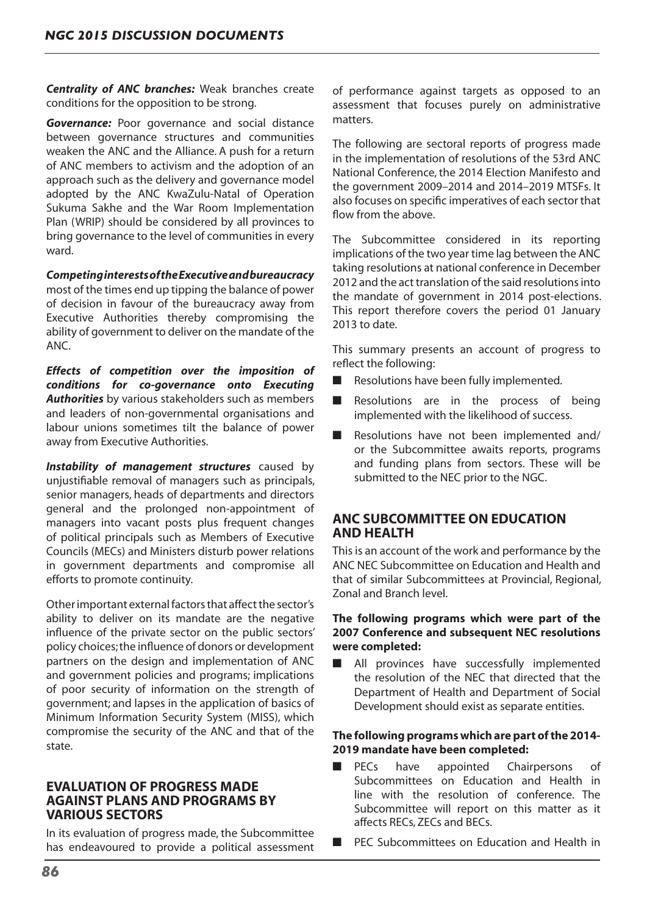***Centrality of ANC branches:*** Weak branches create conditions for the opposition to be strong.

***Governance:*** Poor governance and social distance between governance structures and communities weaken the ANC and the Alliance. A push for a return of ANC members to activism and the adoption of an approach such as the delivery and governance model adopted by the ANC KwaZulu-Natal of Operation Sukuma Sakhe and the War Room Implementation Plan (WRIP) should be considered by all provinces to bring governance to the level of communities in every ward.

***Competing interests of the Executive and bureaucracy*** most of the times end up tipping the balance of power of decision in favour of the bureaucracy away from Executive Authorities thereby compromising the ability of government to deliver on the mandate of the ANC.

***Effects of competition over the imposition of conditions for co-governance onto Executing Authorities*** by various stakeholders such as members and leaders of non-governmental organisations and labour unions sometimes tilt the balance of power away from Executive Authorities.

***Instability of management structures*** caused by unjustifiable removal of managers such as principals, senior managers, heads of departments and directors general and the prolonged non-appointment of managers into vacant posts plus frequent changes of political principals such as Members of Executive Councils (MECs) and Ministers disturb power relations in government departments and compromise all efforts to promote continuity.

Other important external factors that affect the sector's ability to deliver on its mandate are the negative influence of the private sector on the public sectors' policy choices; the influence of donors or development partners on the design and implementation of ANC and government policies and programs; implications of poor security of information on the strength of government; and lapses in the application of basics of Minimum Information Security System (MISS), which compromise the security of the ANC and that of the state.

## EVALUATION OF PROGRESS MADE AGAINST PLANS AND PROGRAMS BY VARIOUS SECTORS

In its evaluation of progress made, the Subcommittee has endeavoured to provide a political assessment of performance against targets as opposed to an assessment that focuses purely on administrative matters.

The following are sectoral reports of progress made in the implementation of resolutions of the 53rd ANC National Conference, the 2014 Election Manifesto and the government 2009–2014 and 2014–2019 MTSFs. It also focuses on specific imperatives of each sector that flow from the above.

The Subcommittee considered in its reporting implications of the two year time lag between the ANC taking resolutions at national conference in December 2012 and the act translation of the said resolutions into the mandate of government in 2014 post-elections. This report therefore covers the period 01 January 2013 to date.

This summary presents an account of progress to reflect the following:

- Resolutions have been fully implemented.
- Resolutions are in the process of being implemented with the likelihood of success.
- Resolutions have not been implemented and/or the Subcommittee awaits reports, programs and funding plans from sectors. These will be submitted to the NEC prior to the NGC.

## ANC SUBCOMMITTEE ON EDUCATION AND HEALTH

This is an account of the work and performance by the ANC NEC Subcommittee on Education and Health and that of similar Subcommittees at Provincial, Regional, Zonal and Branch level.

**The following programs which were part of the 2007 Conference and subsequent NEC resolutions were completed:**

- All provinces have successfully implemented the resolution of the NEC that directed that the Department of Health and Department of Social Development should exist as separate entities.

**The following programs which are part of the 2014-2019 mandate have been completed:**

- PECs have appointed Chairpersons of Subcommittees on Education and Health in line with the resolution of conference. The Subcommittee will report on this matter as it affects RECs, ZECs and BECs.
- PEC Subcommittees on Education and Health in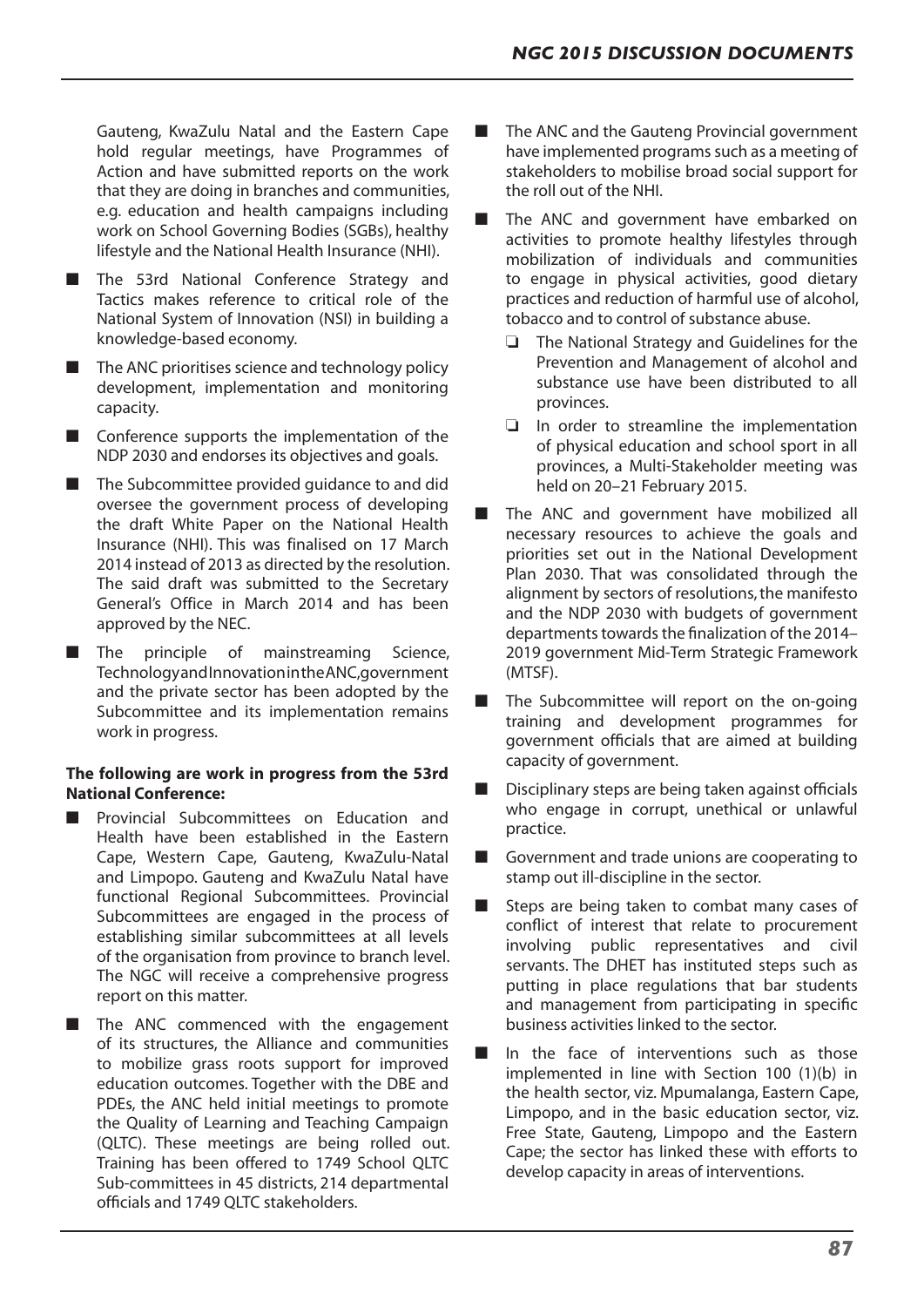Gauteng, KwaZulu Natal and the Eastern Cape hold regular meetings, have Programmes of Action and have submitted reports on the work that they are doing in branches and communities, e.g. education and health campaigns including work on School Governing Bodies (SGBs), healthy lifestyle and the National Health Insurance (NHI).

- The 53rd National Conference Strategy and Tactics makes reference to critical role of the National System of Innovation (NSI) in building a knowledge-based economy.
- The ANC prioritises science and technology policy development, implementation and monitoring capacity.
- Conference supports the implementation of the NDP 2030 and endorses its objectives and goals.
- The Subcommittee provided guidance to and did oversee the government process of developing the draft White Paper on the National Health Insurance (NHI). This was finalised on 17 March 2014 instead of 2013 as directed by the resolution. The said draft was submitted to the Secretary General's Office in March 2014 and has been approved by the NEC.
- The principle of mainstreaming Science, Technology and Innovation in the ANC, government and the private sector has been adopted by the Subcommittee and its implementation remains work in progress.

**The following are work in progress from the 53rd National Conference:**

- Provincial Subcommittees on Education and Health have been established in the Eastern Cape, Western Cape, Gauteng, KwaZulu-Natal and Limpopo. Gauteng and KwaZulu Natal have functional Regional Subcommittees. Provincial Subcommittees are engaged in the process of establishing similar subcommittees at all levels of the organisation from province to branch level. The NGC will receive a comprehensive progress report on this matter.
- The ANC commenced with the engagement of its structures, the Alliance and communities to mobilize grass roots support for improved education outcomes. Together with the DBE and PDEs, the ANC held initial meetings to promote the Quality of Learning and Teaching Campaign (QLTC). These meetings are being rolled out. Training has been offered to 1749 School QLTC Sub-committees in 45 districts, 214 departmental officials and 1749 QLTC stakeholders.
- The ANC and the Gauteng Provincial government have implemented programs such as a meeting of stakeholders to mobilise broad social support for the roll out of the NHI.
- The ANC and government have embarked on activities to promote healthy lifestyles through mobilization of individuals and communities to engage in physical activities, good dietary practices and reduction of harmful use of alcohol, tobacco and to control of substance abuse.
  - The National Strategy and Guidelines for the Prevention and Management of alcohol and substance use have been distributed to all provinces.
  - In order to streamline the implementation of physical education and school sport in all provinces, a Multi-Stakeholder meeting was held on 20–21 February 2015.
- The ANC and government have mobilized all necessary resources to achieve the goals and priorities set out in the National Development Plan 2030. That was consolidated through the alignment by sectors of resolutions, the manifesto and the NDP 2030 with budgets of government departments towards the finalization of the 2014–2019 government Mid-Term Strategic Framework (MTSF).
- The Subcommittee will report on the on-going training and development programmes for government officials that are aimed at building capacity of government.
- Disciplinary steps are being taken against officials who engage in corrupt, unethical or unlawful practice.
- Government and trade unions are cooperating to stamp out ill-discipline in the sector.
- Steps are being taken to combat many cases of conflict of interest that relate to procurement involving public representatives and civil servants. The DHET has instituted steps such as putting in place regulations that bar students and management from participating in specific business activities linked to the sector.
- In the face of interventions such as those implemented in line with Section 100 (1)(b) in the health sector, viz. Mpumalanga, Eastern Cape, Limpopo, and in the basic education sector, viz. Free State, Gauteng, Limpopo and the Eastern Cape; the sector has linked these with efforts to develop capacity in areas of interventions.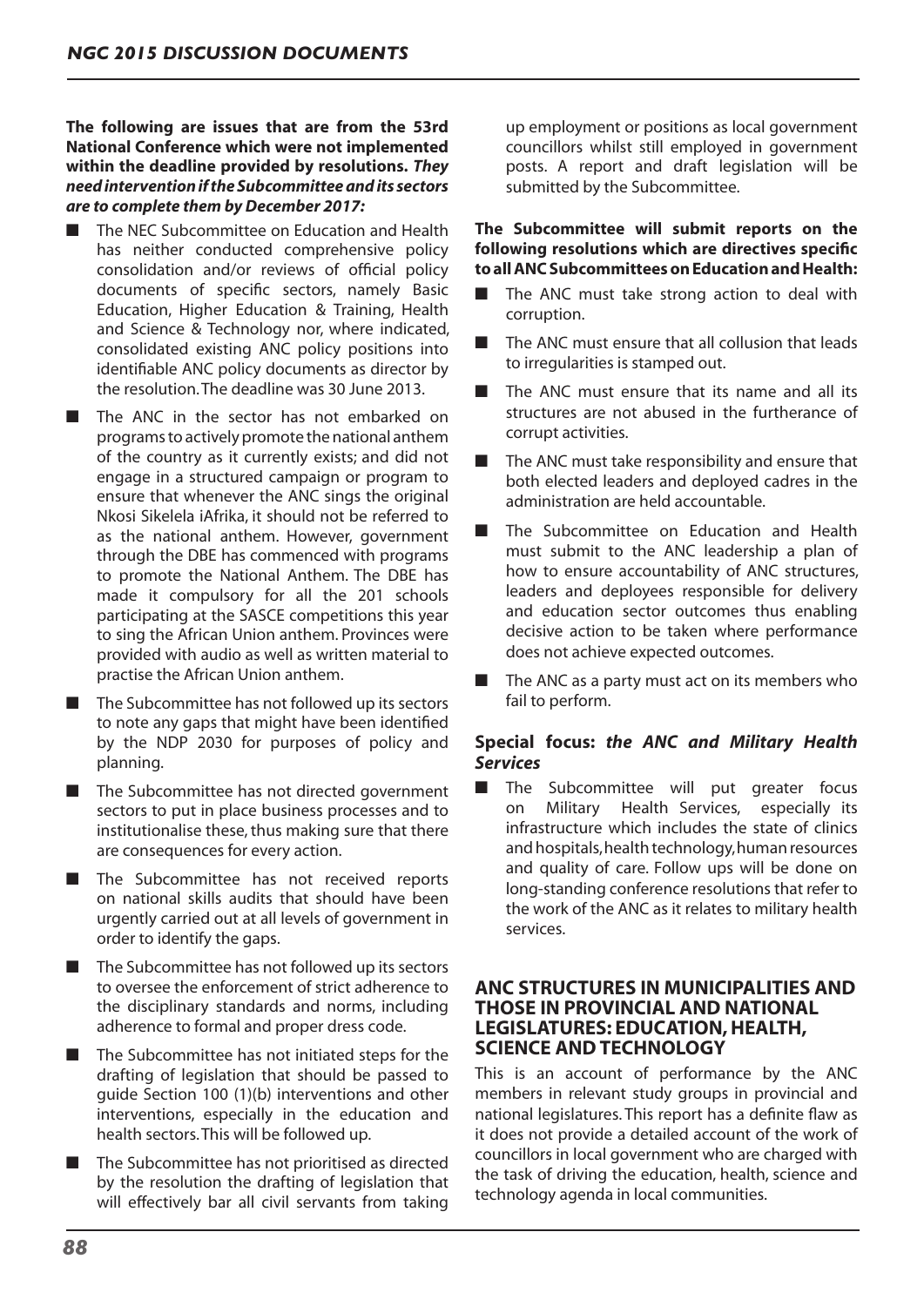**The following are issues that are from the 53rd National Conference which were not implemented within the deadline provided by resolutions. *They need intervention if the Subcommittee and its sectors are to complete them by December 2017:***

- The NEC Subcommittee on Education and Health has neither conducted comprehensive policy consolidation and/or reviews of official policy documents of specific sectors, namely Basic Education, Higher Education & Training, Health and Science & Technology nor, where indicated, consolidated existing ANC policy positions into identifiable ANC policy documents as director by the resolution. The deadline was 30 June 2013.
- The ANC in the sector has not embarked on programs to actively promote the national anthem of the country as it currently exists; and did not engage in a structured campaign or program to ensure that whenever the ANC sings the original Nkosi Sikelela iAfrika, it should not be referred to as the national anthem. However, government through the DBE has commenced with programs to promote the National Anthem. The DBE has made it compulsory for all the 201 schools participating at the SASCE competitions this year to sing the African Union anthem. Provinces were provided with audio as well as written material to practise the African Union anthem.
- The Subcommittee has not followed up its sectors to note any gaps that might have been identified by the NDP 2030 for purposes of policy and planning.
- The Subcommittee has not directed government sectors to put in place business processes and to institutionalise these, thus making sure that there are consequences for every action.
- The Subcommittee has not received reports on national skills audits that should have been urgently carried out at all levels of government in order to identify the gaps.
- The Subcommittee has not followed up its sectors to oversee the enforcement of strict adherence to the disciplinary standards and norms, including adherence to formal and proper dress code.
- The Subcommittee has not initiated steps for the drafting of legislation that should be passed to guide Section 100 (1)(b) interventions and other interventions, especially in the education and health sectors. This will be followed up.
- The Subcommittee has not prioritised as directed by the resolution the drafting of legislation that will effectively bar all civil servants from taking up employment or positions as local government councillors whilst still employed in government posts. A report and draft legislation will be submitted by the Subcommittee.

**The Subcommittee will submit reports on the following resolutions which are directives specific to all ANC Subcommittees on Education and Health:**

- The ANC must take strong action to deal with corruption.
- The ANC must ensure that all collusion that leads to irregularities is stamped out.
- The ANC must ensure that its name and all its structures are not abused in the furtherance of corrupt activities.
- The ANC must take responsibility and ensure that both elected leaders and deployed cadres in the administration are held accountable.
- The Subcommittee on Education and Health must submit to the ANC leadership a plan of how to ensure accountability of ANC structures, leaders and deployees responsible for delivery and education sector outcomes thus enabling decisive action to be taken where performance does not achieve expected outcomes.
- The ANC as a party must act on its members who fail to perform.

### Special focus: *the ANC and Military Health Services*

- The Subcommittee will put greater focus on Military Health Services, especially its infrastructure which includes the state of clinics and hospitals, health technology, human resources and quality of care. Follow ups will be done on long-standing conference resolutions that refer to the work of the ANC as it relates to military health services.

## ANC STRUCTURES IN MUNICIPALITIES AND THOSE IN PROVINCIAL AND NATIONAL LEGISLATURES: EDUCATION, HEALTH, SCIENCE AND TECHNOLOGY

This is an account of performance by the ANC members in relevant study groups in provincial and national legislatures. This report has a definite flaw as it does not provide a detailed account of the work of councillors in local government who are charged with the task of driving the education, health, science and technology agenda in local communities.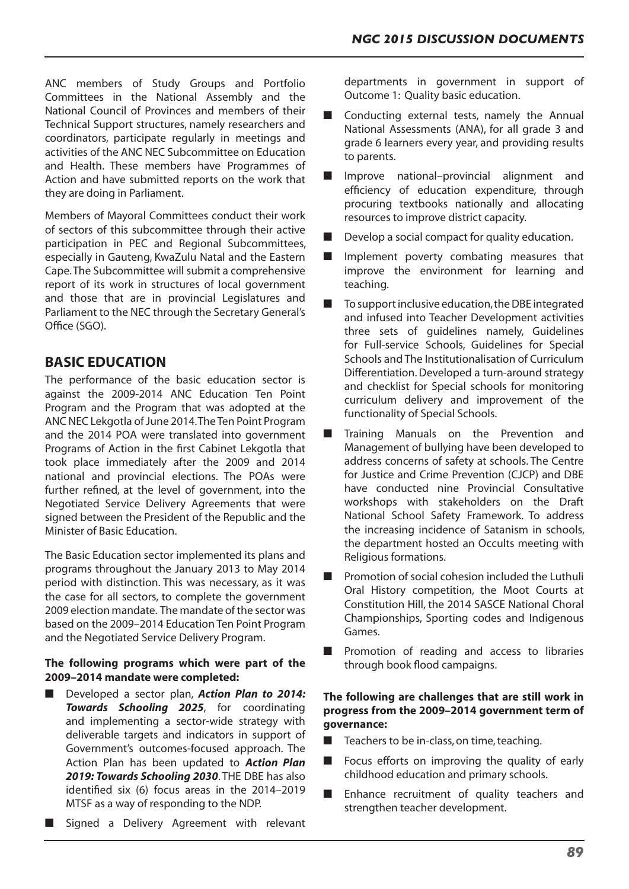ANC members of Study Groups and Portfolio Committees in the National Assembly and the National Council of Provinces and members of their Technical Support structures, namely researchers and coordinators, participate regularly in meetings and activities of the ANC NEC Subcommittee on Education and Health. These members have Programmes of Action and have submitted reports on the work that they are doing in Parliament.

Members of Mayoral Committees conduct their work of sectors of this subcommittee through their active participation in PEC and Regional Subcommittees, especially in Gauteng, KwaZulu Natal and the Eastern Cape. The Subcommittee will submit a comprehensive report of its work in structures of local government and those that are in provincial Legislatures and Parliament to the NEC through the Secretary General's Office (SGO).

## BASIC EDUCATION

The performance of the basic education sector is against the 2009-2014 ANC Education Ten Point Program and the Program that was adopted at the ANC NEC Lekgotla of June 2014. The Ten Point Program and the 2014 POA were translated into government Programs of Action in the first Cabinet Lekgotla that took place immediately after the 2009 and 2014 national and provincial elections. The POAs were further refined, at the level of government, into the Negotiated Service Delivery Agreements that were signed between the President of the Republic and the Minister of Basic Education.

The Basic Education sector implemented its plans and programs throughout the January 2013 to May 2014 period with distinction. This was necessary, as it was the case for all sectors, to complete the government 2009 election mandate. The mandate of the sector was based on the 2009–2014 Education Ten Point Program and the Negotiated Service Delivery Program.

**The following programs which were part of the 2009–2014 mandate were completed:**

- Developed a sector plan, ***Action Plan to 2014: Towards Schooling 2025***, for coordinating and implementing a sector-wide strategy with deliverable targets and indicators in support of Government's outcomes-focused approach. The Action Plan has been updated to ***Action Plan 2019: Towards Schooling 2030***. THE DBE has also identified six (6) focus areas in the 2014–2019 MTSF as a way of responding to the NDP.
- Signed a Delivery Agreement with relevant departments in government in support of Outcome 1: Quality basic education.
- Conducting external tests, namely the Annual National Assessments (ANA), for all grade 3 and grade 6 learners every year, and providing results to parents.
- Improve national–provincial alignment and efficiency of education expenditure, through procuring textbooks nationally and allocating resources to improve district capacity.
- Develop a social compact for quality education.
- Implement poverty combating measures that improve the environment for learning and teaching.
- To support inclusive education, the DBE integrated and infused into Teacher Development activities three sets of guidelines namely, Guidelines for Full-service Schools, Guidelines for Special Schools and The Institutionalisation of Curriculum Differentiation. Developed a turn-around strategy and checklist for Special schools for monitoring curriculum delivery and improvement of the functionality of Special Schools.
- Training Manuals on the Prevention and Management of bullying have been developed to address concerns of safety at schools. The Centre for Justice and Crime Prevention (CJCP) and DBE have conducted nine Provincial Consultative workshops with stakeholders on the Draft National School Safety Framework. To address the increasing incidence of Satanism in schools, the department hosted an Occults meeting with Religious formations.
- Promotion of social cohesion included the Luthuli Oral History competition, the Moot Courts at Constitution Hill, the 2014 SASCE National Choral Championships, Sporting codes and Indigenous Games.
- Promotion of reading and access to libraries through book flood campaigns.

**The following are challenges that are still work in progress from the 2009–2014 government term of governance:**

- Teachers to be in-class, on time, teaching.
- Focus efforts on improving the quality of early childhood education and primary schools.
- Enhance recruitment of quality teachers and strengthen teacher development.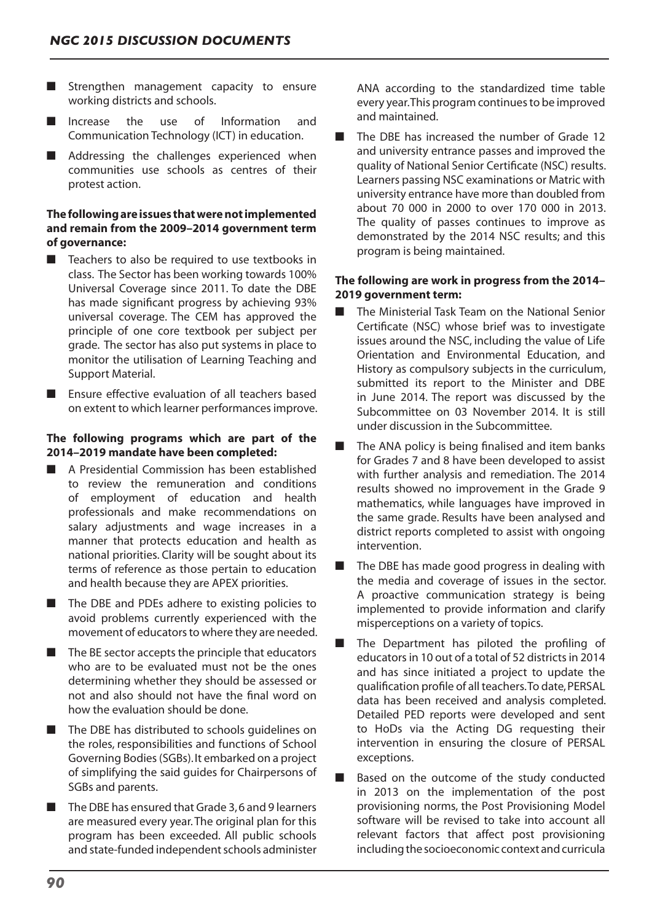- Strengthen management capacity to ensure working districts and schools.
- Increase the use of Information and Communication Technology (ICT) in education.
- Addressing the challenges experienced when communities use schools as centres of their protest action.

**The following are issues that were not implemented and remain from the 2009–2014 government term of governance:**

- Teachers to also be required to use textbooks in class. The Sector has been working towards 100% Universal Coverage since 2011. To date the DBE has made significant progress by achieving 93% universal coverage. The CEM has approved the principle of one core textbook per subject per grade. The sector has also put systems in place to monitor the utilisation of Learning Teaching and Support Material.
- Ensure effective evaluation of all teachers based on extent to which learner performances improve.

**The following programs which are part of the 2014–2019 mandate have been completed:**

- A Presidential Commission has been established to review the remuneration and conditions of employment of education and health professionals and make recommendations on salary adjustments and wage increases in a manner that protects education and health as national priorities. Clarity will be sought about its terms of reference as those pertain to education and health because they are APEX priorities.
- The DBE and PDEs adhere to existing policies to avoid problems currently experienced with the movement of educators to where they are needed.
- The BE sector accepts the principle that educators who are to be evaluated must not be the ones determining whether they should be assessed or not and also should not have the final word on how the evaluation should be done.
- The DBE has distributed to schools guidelines on the roles, responsibilities and functions of School Governing Bodies (SGBs). It embarked on a project of simplifying the said guides for Chairpersons of SGBs and parents.
- The DBE has ensured that Grade 3, 6 and 9 learners are measured every year. The original plan for this program has been exceeded. All public schools and state-funded independent schools administer ANA according to the standardized time table every year. This program continues to be improved and maintained.
- The DBE has increased the number of Grade 12 and university entrance passes and improved the quality of National Senior Certificate (NSC) results. Learners passing NSC examinations or Matric with university entrance have more than doubled from about 70 000 in 2000 to over 170 000 in 2013. The quality of passes continues to improve as demonstrated by the 2014 NSC results; and this program is being maintained.

**The following are work in progress from the 2014–2019 government term:**

- The Ministerial Task Team on the National Senior Certificate (NSC) whose brief was to investigate issues around the NSC, including the value of Life Orientation and Environmental Education, and History as compulsory subjects in the curriculum, submitted its report to the Minister and DBE in June 2014. The report was discussed by the Subcommittee on 03 November 2014. It is still under discussion in the Subcommittee.
- The ANA policy is being finalised and item banks for Grades 7 and 8 have been developed to assist with further analysis and remediation. The 2014 results showed no improvement in the Grade 9 mathematics, while languages have improved in the same grade. Results have been analysed and district reports completed to assist with ongoing intervention.
- The DBE has made good progress in dealing with the media and coverage of issues in the sector. A proactive communication strategy is being implemented to provide information and clarify misperceptions on a variety of topics.
- The Department has piloted the profiling of educators in 10 out of a total of 52 districts in 2014 and has since initiated a project to update the qualification profile of all teachers. To date, PERSAL data has been received and analysis completed. Detailed PED reports were developed and sent to HoDs via the Acting DG requesting their intervention in ensuring the closure of PERSAL exceptions.
- Based on the outcome of the study conducted in 2013 on the implementation of the post provisioning norms, the Post Provisioning Model software will be revised to take into account all relevant factors that affect post provisioning including the socioeconomic context and curricula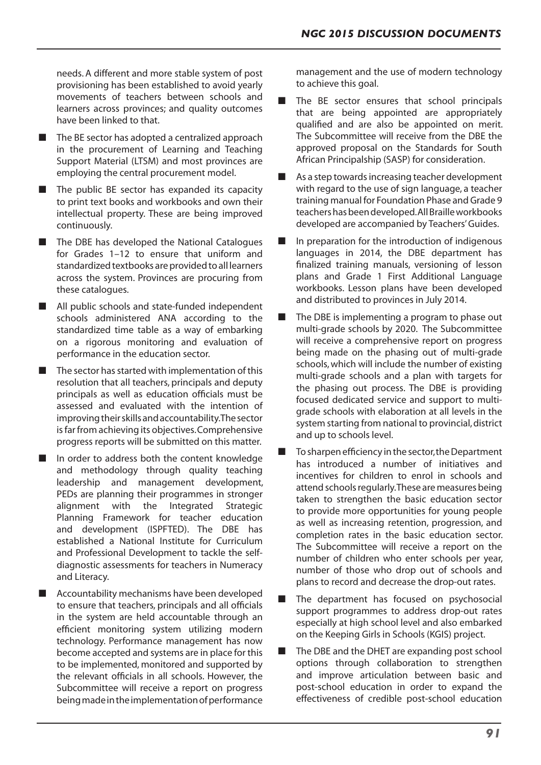needs. A different and more stable system of post provisioning has been established to avoid yearly movements of teachers between schools and learners across provinces; and quality outcomes have been linked to that.

- The BE sector has adopted a centralized approach in the procurement of Learning and Teaching Support Material (LTSM) and most provinces are employing the central procurement model.
- The public BE sector has expanded its capacity to print text books and workbooks and own their intellectual property. These are being improved continuously.
- The DBE has developed the National Catalogues for Grades 1–12 to ensure that uniform and standardized textbooks are provided to all learners across the system. Provinces are procuring from these catalogues.
- All public schools and state-funded independent schools administered ANA according to the standardized time table as a way of embarking on a rigorous monitoring and evaluation of performance in the education sector.
- The sector has started with implementation of this resolution that all teachers, principals and deputy principals as well as education officials must be assessed and evaluated with the intention of improving their skills and accountability. The sector is far from achieving its objectives. Comprehensive progress reports will be submitted on this matter.
- In order to address both the content knowledge and methodology through quality teaching leadership and management development, PEDs are planning their programmes in stronger alignment with the Integrated Strategic Planning Framework for teacher education and development (ISPFTED). The DBE has established a National Institute for Curriculum and Professional Development to tackle the self-diagnostic assessments for teachers in Numeracy and Literacy.
- Accountability mechanisms have been developed to ensure that teachers, principals and all officials in the system are held accountable through an efficient monitoring system utilizing modern technology. Performance management has now become accepted and systems are in place for this to be implemented, monitored and supported by the relevant officials in all schools. However, the Subcommittee will receive a report on progress being made in the implementation of performance management and the use of modern technology to achieve this goal.
- The BE sector ensures that school principals that are being appointed are appropriately qualified and are also be appointed on merit. The Subcommittee will receive from the DBE the approved proposal on the Standards for South African Principalship (SASP) for consideration.
- As a step towards increasing teacher development with regard to the use of sign language, a teacher training manual for Foundation Phase and Grade 9 teachers has been developed. All Braille workbooks developed are accompanied by Teachers' Guides.
- In preparation for the introduction of indigenous languages in 2014, the DBE department has finalized training manuals, versioning of lesson plans and Grade 1 First Additional Language workbooks. Lesson plans have been developed and distributed to provinces in July 2014.
- The DBE is implementing a program to phase out multi-grade schools by 2020. The Subcommittee will receive a comprehensive report on progress being made on the phasing out of multi-grade schools, which will include the number of existing multi-grade schools and a plan with targets for the phasing out process. The DBE is providing focused dedicated service and support to multi-grade schools with elaboration at all levels in the system starting from national to provincial, district and up to schools level.
- To sharpen efficiency in the sector, the Department has introduced a number of initiatives and incentives for children to enrol in schools and attend schools regularly. These are measures being taken to strengthen the basic education sector to provide more opportunities for young people as well as increasing retention, progression, and completion rates in the basic education sector. The Subcommittee will receive a report on the number of children who enter schools per year, number of those who drop out of schools and plans to record and decrease the drop-out rates.
- The department has focused on psychosocial support programmes to address drop-out rates especially at high school level and also embarked on the Keeping Girls in Schools (KGIS) project.
- The DBE and the DHET are expanding post school options through collaboration to strengthen and improve articulation between basic and post-school education in order to expand the effectiveness of credible post-school education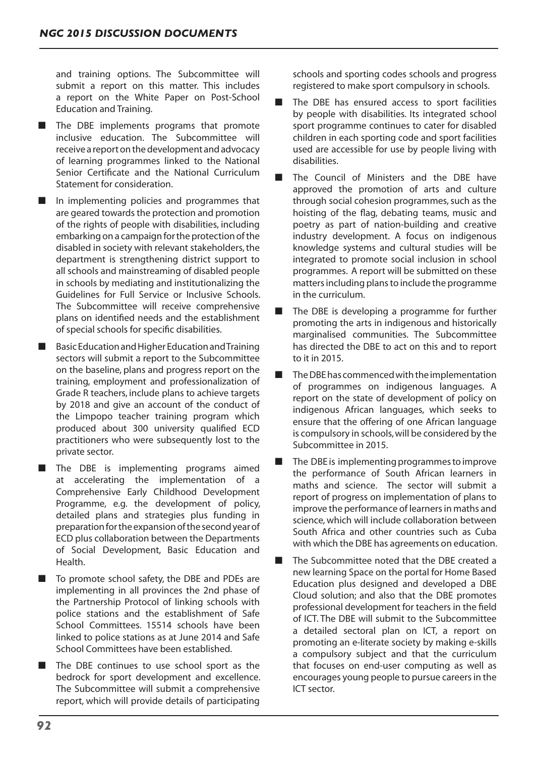and training options. The Subcommittee will submit a report on this matter. This includes a report on the White Paper on Post-School Education and Training.

- The DBE implements programs that promote inclusive education. The Subcommittee will receive a report on the development and advocacy of learning programmes linked to the National Senior Certificate and the National Curriculum Statement for consideration.
- In implementing policies and programmes that are geared towards the protection and promotion of the rights of people with disabilities, including embarking on a campaign for the protection of the disabled in society with relevant stakeholders, the department is strengthening district support to all schools and mainstreaming of disabled people in schools by mediating and institutionalizing the Guidelines for Full Service or Inclusive Schools. The Subcommittee will receive comprehensive plans on identified needs and the establishment of special schools for specific disabilities.
- Basic Education and Higher Education and Training sectors will submit a report to the Subcommittee on the baseline, plans and progress report on the training, employment and professionalization of Grade R teachers, include plans to achieve targets by 2018 and give an account of the conduct of the Limpopo teacher training program which produced about 300 university qualified ECD practitioners who were subsequently lost to the private sector.
- The DBE is implementing programs aimed at accelerating the implementation of a Comprehensive Early Childhood Development Programme, e.g. the development of policy, detailed plans and strategies plus funding in preparation for the expansion of the second year of ECD plus collaboration between the Departments of Social Development, Basic Education and Health.
- To promote school safety, the DBE and PDEs are implementing in all provinces the 2nd phase of the Partnership Protocol of linking schools with police stations and the establishment of Safe School Committees. 15514 schools have been linked to police stations as at June 2014 and Safe School Committees have been established.
- The DBE continues to use school sport as the bedrock for sport development and excellence. The Subcommittee will submit a comprehensive report, which will provide details of participating schools and sporting codes schools and progress registered to make sport compulsory in schools.
- The DBE has ensured access to sport facilities by people with disabilities. Its integrated school sport programme continues to cater for disabled children in each sporting code and sport facilities used are accessible for use by people living with disabilities.
- The Council of Ministers and the DBE have approved the promotion of arts and culture through social cohesion programmes, such as the hoisting of the flag, debating teams, music and poetry as part of nation-building and creative industry development. A focus on indigenous knowledge systems and cultural studies will be integrated to promote social inclusion in school programmes. A report will be submitted on these matters including plans to include the programme in the curriculum.
- The DBE is developing a programme for further promoting the arts in indigenous and historically marginalised communities. The Subcommittee has directed the DBE to act on this and to report to it in 2015.
- The DBE has commenced with the implementation of programmes on indigenous languages. A report on the state of development of policy on indigenous African languages, which seeks to ensure that the offering of one African language is compulsory in schools, will be considered by the Subcommittee in 2015.
- The DBE is implementing programmes to improve the performance of South African learners in maths and science. The sector will submit a report of progress on implementation of plans to improve the performance of learners in maths and science, which will include collaboration between South Africa and other countries such as Cuba with which the DBE has agreements on education.
- The Subcommittee noted that the DBE created a new learning Space on the portal for Home Based Education plus designed and developed a DBE Cloud solution; and also that the DBE promotes professional development for teachers in the field of ICT. The DBE will submit to the Subcommittee a detailed sectoral plan on ICT, a report on promoting an e-literate society by making e-skills a compulsory subject and that the curriculum that focuses on end-user computing as well as encourages young people to pursue careers in the ICT sector.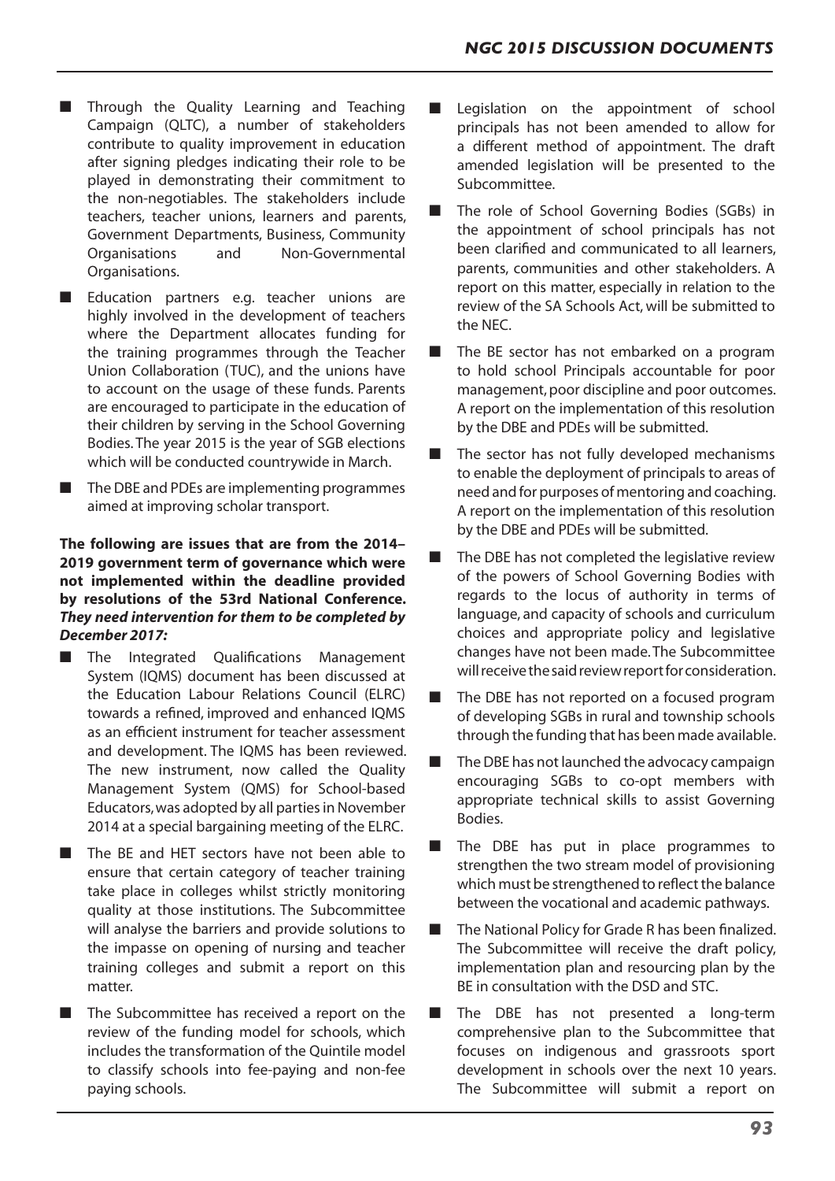- Through the Quality Learning and Teaching Campaign (QLTC), a number of stakeholders contribute to quality improvement in education after signing pledges indicating their role to be played in demonstrating their commitment to the non-negotiables. The stakeholders include teachers, teacher unions, learners and parents, Government Departments, Business, Community Organisations and Non-Governmental Organisations.
- Education partners e.g. teacher unions are highly involved in the development of teachers where the Department allocates funding for the training programmes through the Teacher Union Collaboration (TUC), and the unions have to account on the usage of these funds. Parents are encouraged to participate in the education of their children by serving in the School Governing Bodies. The year 2015 is the year of SGB elections which will be conducted countrywide in March.
- The DBE and PDEs are implementing programmes aimed at improving scholar transport.

**The following are issues that are from the 2014–2019 government term of governance which were not implemented within the deadline provided by resolutions of the 53rd National Conference. *They need intervention for them to be completed by December 2017:***

- The Integrated Qualifications Management System (IQMS) document has been discussed at the Education Labour Relations Council (ELRC) towards a refined, improved and enhanced IQMS as an efficient instrument for teacher assessment and development. The IQMS has been reviewed. The new instrument, now called the Quality Management System (QMS) for School-based Educators, was adopted by all parties in November 2014 at a special bargaining meeting of the ELRC.
- The BE and HET sectors have not been able to ensure that certain category of teacher training take place in colleges whilst strictly monitoring quality at those institutions. The Subcommittee will analyse the barriers and provide solutions to the impasse on opening of nursing and teacher training colleges and submit a report on this matter.
- The Subcommittee has received a report on the review of the funding model for schools, which includes the transformation of the Quintile model to classify schools into fee-paying and non-fee paying schools.
- Legislation on the appointment of school principals has not been amended to allow for a different method of appointment. The draft amended legislation will be presented to the Subcommittee.
- The role of School Governing Bodies (SGBs) in the appointment of school principals has not been clarified and communicated to all learners, parents, communities and other stakeholders. A report on this matter, especially in relation to the review of the SA Schools Act, will be submitted to the NEC.
- The BE sector has not embarked on a program to hold school Principals accountable for poor management, poor discipline and poor outcomes. A report on the implementation of this resolution by the DBE and PDEs will be submitted.
- The sector has not fully developed mechanisms to enable the deployment of principals to areas of need and for purposes of mentoring and coaching. A report on the implementation of this resolution by the DBE and PDEs will be submitted.
- The DBE has not completed the legislative review of the powers of School Governing Bodies with regards to the locus of authority in terms of language, and capacity of schools and curriculum choices and appropriate policy and legislative changes have not been made. The Subcommittee will receive the said review report for consideration.
- The DBE has not reported on a focused program of developing SGBs in rural and township schools through the funding that has been made available.
- The DBE has not launched the advocacy campaign encouraging SGBs to co-opt members with appropriate technical skills to assist Governing Bodies.
- The DBE has put in place programmes to strengthen the two stream model of provisioning which must be strengthened to reflect the balance between the vocational and academic pathways.
- The National Policy for Grade R has been finalized. The Subcommittee will receive the draft policy, implementation plan and resourcing plan by the BE in consultation with the DSD and STC.
- The DBE has not presented a long-term comprehensive plan to the Subcommittee that focuses on indigenous and grassroots sport development in schools over the next 10 years. The Subcommittee will submit a report on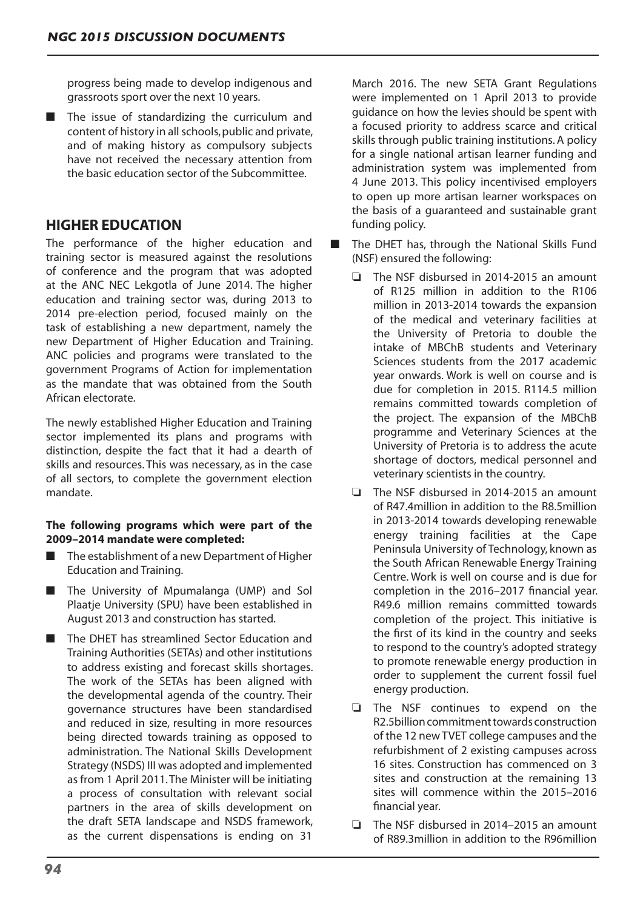progress being made to develop indigenous and grassroots sport over the next 10 years.

- The issue of standardizing the curriculum and content of history in all schools, public and private, and of making history as compulsory subjects have not received the necessary attention from the basic education sector of the Subcommittee.

## HIGHER EDUCATION

The performance of the higher education and training sector is measured against the resolutions of conference and the program that was adopted at the ANC NEC Lekgotla of June 2014. The higher education and training sector was, during 2013 to 2014 pre-election period, focused mainly on the task of establishing a new department, namely the new Department of Higher Education and Training. ANC policies and programs were translated to the government Programs of Action for implementation as the mandate that was obtained from the South African electorate.

The newly established Higher Education and Training sector implemented its plans and programs with distinction, despite the fact that it had a dearth of skills and resources. This was necessary, as in the case of all sectors, to complete the government election mandate.

**The following programs which were part of the 2009–2014 mandate were completed:**

- The establishment of a new Department of Higher Education and Training.
- The University of Mpumalanga (UMP) and Sol Plaatje University (SPU) have been established in August 2013 and construction has started.
- The DHET has streamlined Sector Education and Training Authorities (SETAs) and other institutions to address existing and forecast skills shortages. The work of the SETAs has been aligned with the developmental agenda of the country. Their governance structures have been standardised and reduced in size, resulting in more resources being directed towards training as opposed to administration. The National Skills Development Strategy (NSDS) III was adopted and implemented as from 1 April 2011. The Minister will be initiating a process of consultation with relevant social partners in the area of skills development on the draft SETA landscape and NSDS framework, as the current dispensations is ending on 31 March 2016. The new SETA Grant Regulations were implemented on 1 April 2013 to provide guidance on how the levies should be spent with a focused priority to address scarce and critical skills through public training institutions. A policy for a single national artisan learner funding and administration system was implemented from 4 June 2013. This policy incentivised employers to open up more artisan learner workspaces on the basis of a guaranteed and sustainable grant funding policy.
- The DHET has, through the National Skills Fund (NSF) ensured the following:
  - The NSF disbursed in 2014-2015 an amount of R125 million in addition to the R106 million in 2013-2014 towards the expansion of the medical and veterinary facilities at the University of Pretoria to double the intake of MBChB students and Veterinary Sciences students from the 2017 academic year onwards. Work is well on course and is due for completion in 2015. R114.5 million remains committed towards completion of the project. The expansion of the MBChB programme and Veterinary Sciences at the University of Pretoria is to address the acute shortage of doctors, medical personnel and veterinary scientists in the country.
  - The NSF disbursed in 2014-2015 an amount of R47.4million in addition to the R8.5million in 2013-2014 towards developing renewable energy training facilities at the Cape Peninsula University of Technology, known as the South African Renewable Energy Training Centre. Work is well on course and is due for completion in the 2016–2017 financial year. R49.6 million remains committed towards completion of the project. This initiative is the first of its kind in the country and seeks to respond to the country's adopted strategy to promote renewable energy production in order to supplement the current fossil fuel energy production.
  - The NSF continues to expend on the R2.5billion commitment towards construction of the 12 new TVET college campuses and the refurbishment of 2 existing campuses across 16 sites. Construction has commenced on 3 sites and construction at the remaining 13 sites will commence within the 2015–2016 financial year.
  - The NSF disbursed in 2014–2015 an amount of R89.3million in addition to the R96million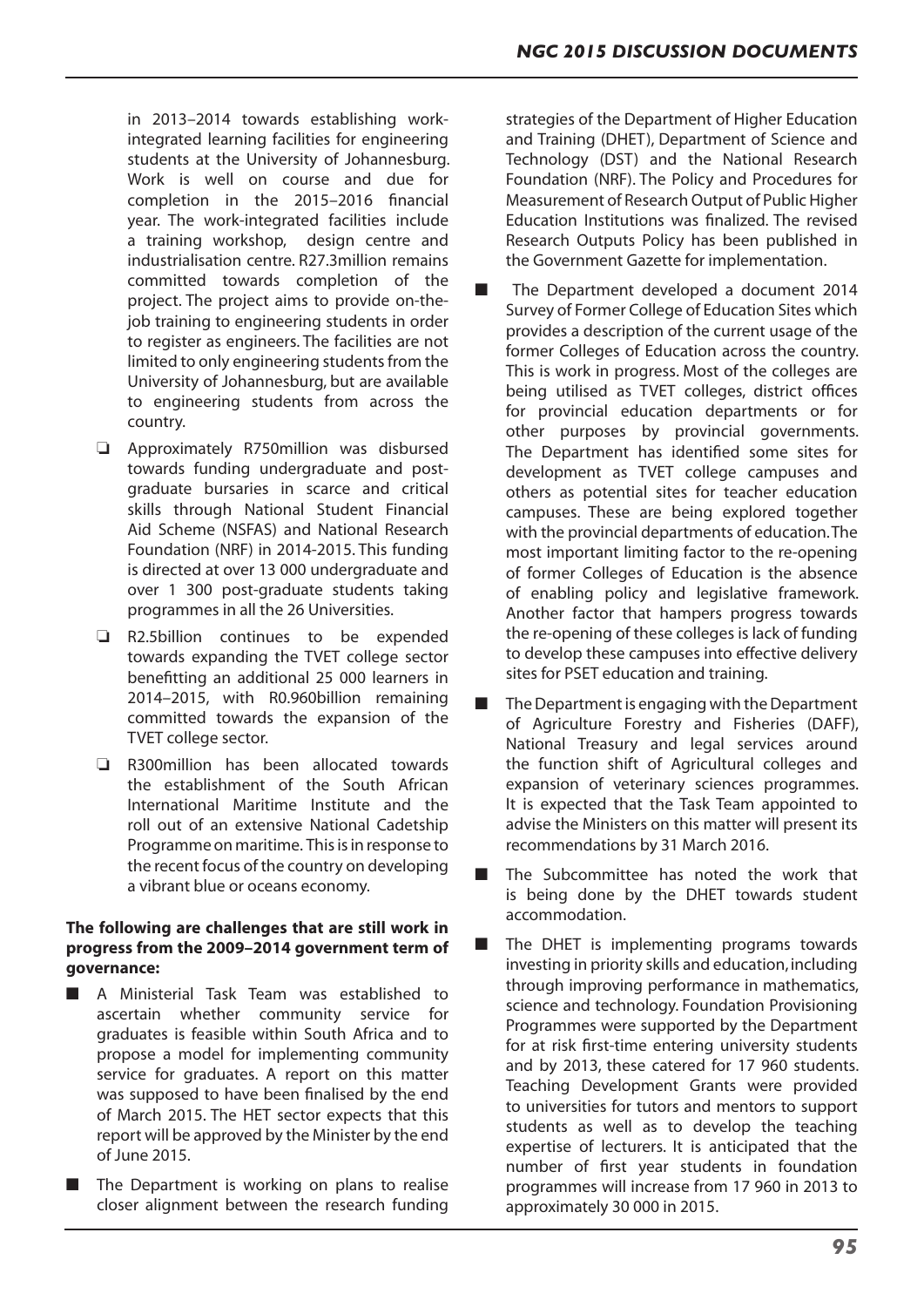in 2013–2014 towards establishing work-integrated learning facilities for engineering students at the University of Johannesburg. Work is well on course and due for completion in the 2015–2016 financial year. The work-integrated facilities include a training workshop, design centre and industrialisation centre. R27.3million remains committed towards completion of the project. The project aims to provide on-the-job training to engineering students in order to register as engineers. The facilities are not limited to only engineering students from the University of Johannesburg, but are available to engineering students from across the country.

- Approximately R750million was disbursed towards funding undergraduate and post-graduate bursaries in scarce and critical skills through National Student Financial Aid Scheme (NSFAS) and National Research Foundation (NRF) in 2014-2015. This funding is directed at over 13 000 undergraduate and over 1 300 post-graduate students taking programmes in all the 26 Universities.
- R2.5billion continues to be expended towards expanding the TVET college sector benefitting an additional 25 000 learners in 2014–2015, with R0.960billion remaining committed towards the expansion of the TVET college sector.
- R300million has been allocated towards the establishment of the South African International Maritime Institute and the roll out of an extensive National Cadetship Programme on maritime. This is in response to the recent focus of the country on developing a vibrant blue or oceans economy.

**The following are challenges that are still work in progress from the 2009–2014 government term of governance:**

- A Ministerial Task Team was established to ascertain whether community service for graduates is feasible within South Africa and to propose a model for implementing community service for graduates. A report on this matter was supposed to have been finalised by the end of March 2015. The HET sector expects that this report will be approved by the Minister by the end of June 2015.
- The Department is working on plans to realise closer alignment between the research funding strategies of the Department of Higher Education and Training (DHET), Department of Science and Technology (DST) and the National Research Foundation (NRF). The Policy and Procedures for Measurement of Research Output of Public Higher Education Institutions was finalized. The revised Research Outputs Policy has been published in the Government Gazette for implementation.
- The Department developed a document 2014 Survey of Former College of Education Sites which provides a description of the current usage of the former Colleges of Education across the country. This is work in progress. Most of the colleges are being utilised as TVET colleges, district offices for provincial education departments or for other purposes by provincial governments. The Department has identified some sites for development as TVET college campuses and others as potential sites for teacher education campuses. These are being explored together with the provincial departments of education. The most important limiting factor to the re-opening of former Colleges of Education is the absence of enabling policy and legislative framework. Another factor that hampers progress towards the re-opening of these colleges is lack of funding to develop these campuses into effective delivery sites for PSET education and training.
- The Department is engaging with the Department of Agriculture Forestry and Fisheries (DAFF), National Treasury and legal services around the function shift of Agricultural colleges and expansion of veterinary sciences programmes. It is expected that the Task Team appointed to advise the Ministers on this matter will present its recommendations by 31 March 2016.
- The Subcommittee has noted the work that is being done by the DHET towards student accommodation.
- The DHET is implementing programs towards investing in priority skills and education, including through improving performance in mathematics, science and technology. Foundation Provisioning Programmes were supported by the Department for at risk first-time entering university students and by 2013, these catered for 17 960 students. Teaching Development Grants were provided to universities for tutors and mentors to support students as well as to develop the teaching expertise of lecturers. It is anticipated that the number of first year students in foundation programmes will increase from 17 960 in 2013 to approximately 30 000 in 2015.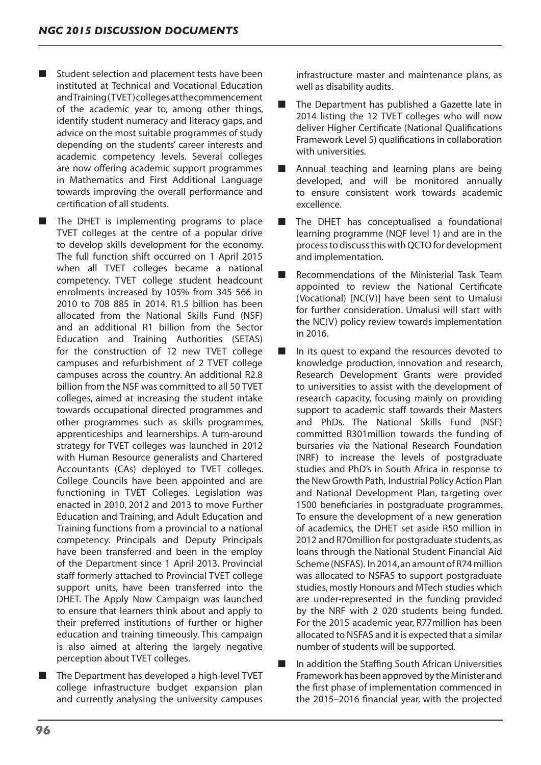- Student selection and placement tests have been instituted at Technical and Vocational Education and Training (TVET) colleges at the commencement of the academic year to, among other things, identify student numeracy and literacy gaps, and advice on the most suitable programmes of study depending on the students' career interests and academic competency levels. Several colleges are now offering academic support programmes in Mathematics and First Additional Language towards improving the overall performance and certification of all students.
- The DHET is implementing programs to place TVET colleges at the centre of a popular drive to develop skills development for the economy. The full function shift occurred on 1 April 2015 when all TVET colleges became a national competency. TVET college student headcount enrolments increased by 105% from 345 566 in 2010 to 708 885 in 2014. R1.5 billion has been allocated from the National Skills Fund (NSF) and an additional R1 billion from the Sector Education and Training Authorities (SETAS) for the construction of 12 new TVET college campuses and refurbishment of 2 TVET college campuses across the country. An additional R2.8 billion from the NSF was committed to all 50 TVET colleges, aimed at increasing the student intake towards occupational directed programmes and other programmes such as skills programmes, apprenticeships and learnerships. A turn-around strategy for TVET colleges was launched in 2012 with Human Resource generalists and Chartered Accountants (CAs) deployed to TVET colleges. College Councils have been appointed and are functioning in TVET Colleges. Legislation was enacted in 2010, 2012 and 2013 to move Further Education and Training, and Adult Education and Training functions from a provincial to a national competency. Principals and Deputy Principals have been transferred and been in the employ of the Department since 1 April 2013. Provincial staff formerly attached to Provincial TVET college support units, have been transferred into the DHET. The Apply Now Campaign was launched to ensure that learners think about and apply to their preferred institutions of further or higher education and training timeously. This campaign is also aimed at altering the largely negative perception about TVET colleges.
- The Department has developed a high-level TVET college infrastructure budget expansion plan and currently analysing the university campuses infrastructure master and maintenance plans, as well as disability audits.
- The Department has published a Gazette late in 2014 listing the 12 TVET colleges who will now deliver Higher Certificate (National Qualifications Framework Level 5) qualifications in collaboration with universities.
- Annual teaching and learning plans are being developed, and will be monitored annually to ensure consistent work towards academic excellence.
- The DHET has conceptualised a foundational learning programme (NQF level 1) and are in the process to discuss this with QCTO for development and implementation.
- Recommendations of the Ministerial Task Team appointed to review the National Certificate (Vocational) [NC(V)] have been sent to Umalusi for further consideration. Umalusi will start with the NC(V) policy review towards implementation in 2016.
- In its quest to expand the resources devoted to knowledge production, innovation and research, Research Development Grants were provided to universities to assist with the development of research capacity, focusing mainly on providing support to academic staff towards their Masters and PhDs. The National Skills Fund (NSF) committed R301million towards the funding of bursaries via the National Research Foundation (NRF) to increase the levels of postgraduate studies and PhD's in South Africa in response to the New Growth Path, Industrial Policy Action Plan and National Development Plan, targeting over 1500 beneficiaries in postgraduate programmes. To ensure the development of a new generation of academics, the DHET set aside R50 million in 2012 and R70million for postgraduate students, as loans through the National Student Financial Aid Scheme (NSFAS). In 2014, an amount of R74 million was allocated to NSFAS to support postgraduate studies, mostly Honours and MTech studies which are under-represented in the funding provided by the NRF with 2 020 students being funded. For the 2015 academic year, R77million has been allocated to NSFAS and it is expected that a similar number of students will be supported.
- In addition the Staffing South African Universities Framework has been approved by the Minister and the first phase of implementation commenced in the 2015–2016 financial year, with the projected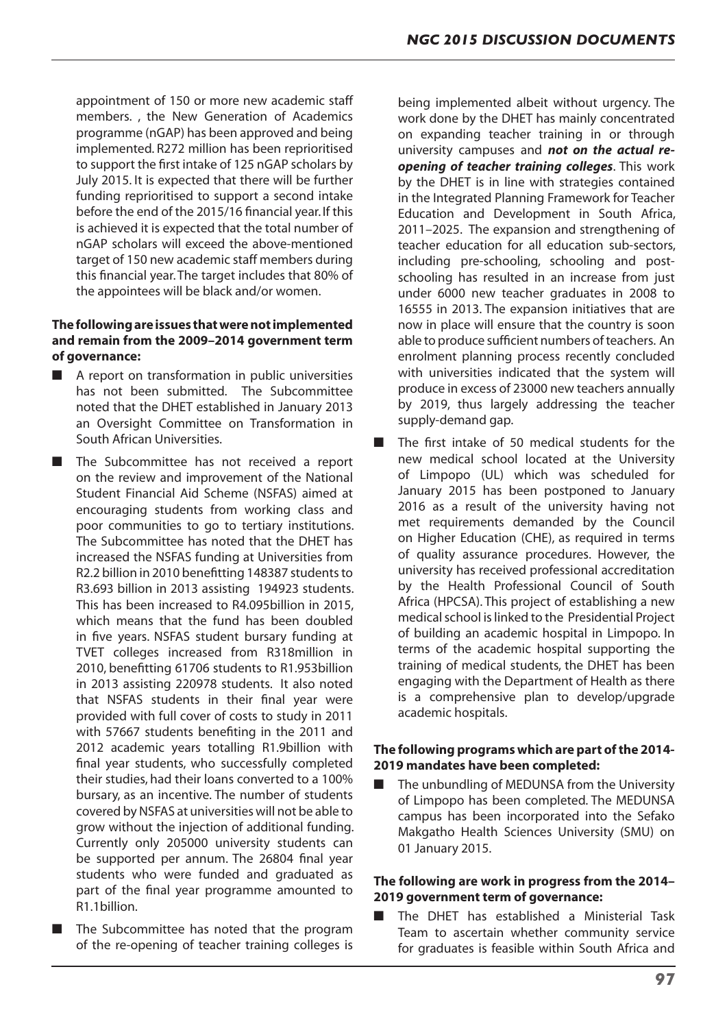appointment of 150 or more new academic staff members. , the New Generation of Academics programme (nGAP) has been approved and being implemented. R272 million has been reprioritised to support the first intake of 125 nGAP scholars by July 2015. It is expected that there will be further funding reprioritised to support a second intake before the end of the 2015/16 financial year. If this is achieved it is expected that the total number of nGAP scholars will exceed the above-mentioned target of 150 new academic staff members during this financial year. The target includes that 80% of the appointees will be black and/or women.

**The following are issues that were not implemented and remain from the 2009–2014 government term of governance:**

- A report on transformation in public universities has not been submitted. The Subcommittee noted that the DHET established in January 2013 an Oversight Committee on Transformation in South African Universities.
- The Subcommittee has not received a report on the review and improvement of the National Student Financial Aid Scheme (NSFAS) aimed at encouraging students from working class and poor communities to go to tertiary institutions. The Subcommittee has noted that the DHET has increased the NSFAS funding at Universities from R2.2 billion in 2010 benefitting 148387 students to R3.693 billion in 2013 assisting 194923 students. This has been increased to R4.095billion in 2015, which means that the fund has been doubled in five years. NSFAS student bursary funding at TVET colleges increased from R318million in 2010, benefitting 61706 students to R1.953billion in 2013 assisting 220978 students. It also noted that NSFAS students in their final year were provided with full cover of costs to study in 2011 with 57667 students benefiting in the 2011 and 2012 academic years totalling R1.9billion with final year students, who successfully completed their studies, had their loans converted to a 100% bursary, as an incentive. The number of students covered by NSFAS at universities will not be able to grow without the injection of additional funding. Currently only 205000 university students can be supported per annum. The 26804 final year students who were funded and graduated as part of the final year programme amounted to R1.1billion.
- The Subcommittee has noted that the program of the re-opening of teacher training colleges is being implemented albeit without urgency. The work done by the DHET has mainly concentrated on expanding teacher training in or through university campuses and ***not on the actual re-opening of teacher training colleges***. This work by the DHET is in line with strategies contained in the Integrated Planning Framework for Teacher Education and Development in South Africa, 2011–2025. The expansion and strengthening of teacher education for all education sub-sectors, including pre-schooling, schooling and post-schooling has resulted in an increase from just under 6000 new teacher graduates in 2008 to 16555 in 2013. The expansion initiatives that are now in place will ensure that the country is soon able to produce sufficient numbers of teachers. An enrolment planning process recently concluded with universities indicated that the system will produce in excess of 23000 new teachers annually by 2019, thus largely addressing the teacher supply-demand gap.
- The first intake of 50 medical students for the new medical school located at the University of Limpopo (UL) which was scheduled for January 2015 has been postponed to January 2016 as a result of the university having not met requirements demanded by the Council on Higher Education (CHE), as required in terms of quality assurance procedures. However, the university has received professional accreditation by the Health Professional Council of South Africa (HPCSA). This project of establishing a new medical school is linked to the Presidential Project of building an academic hospital in Limpopo. In terms of the academic hospital supporting the training of medical students, the DHET has been engaging with the Department of Health as there is a comprehensive plan to develop/upgrade academic hospitals.

**The following programs which are part of the 2014-2019 mandates have been completed:**

- The unbundling of MEDUNSA from the University of Limpopo has been completed. The MEDUNSA campus has been incorporated into the Sefako Makgatho Health Sciences University (SMU) on 01 January 2015.

**The following are work in progress from the 2014–2019 government term of governance:**

- The DHET has established a Ministerial Task Team to ascertain whether community service for graduates is feasible within South Africa and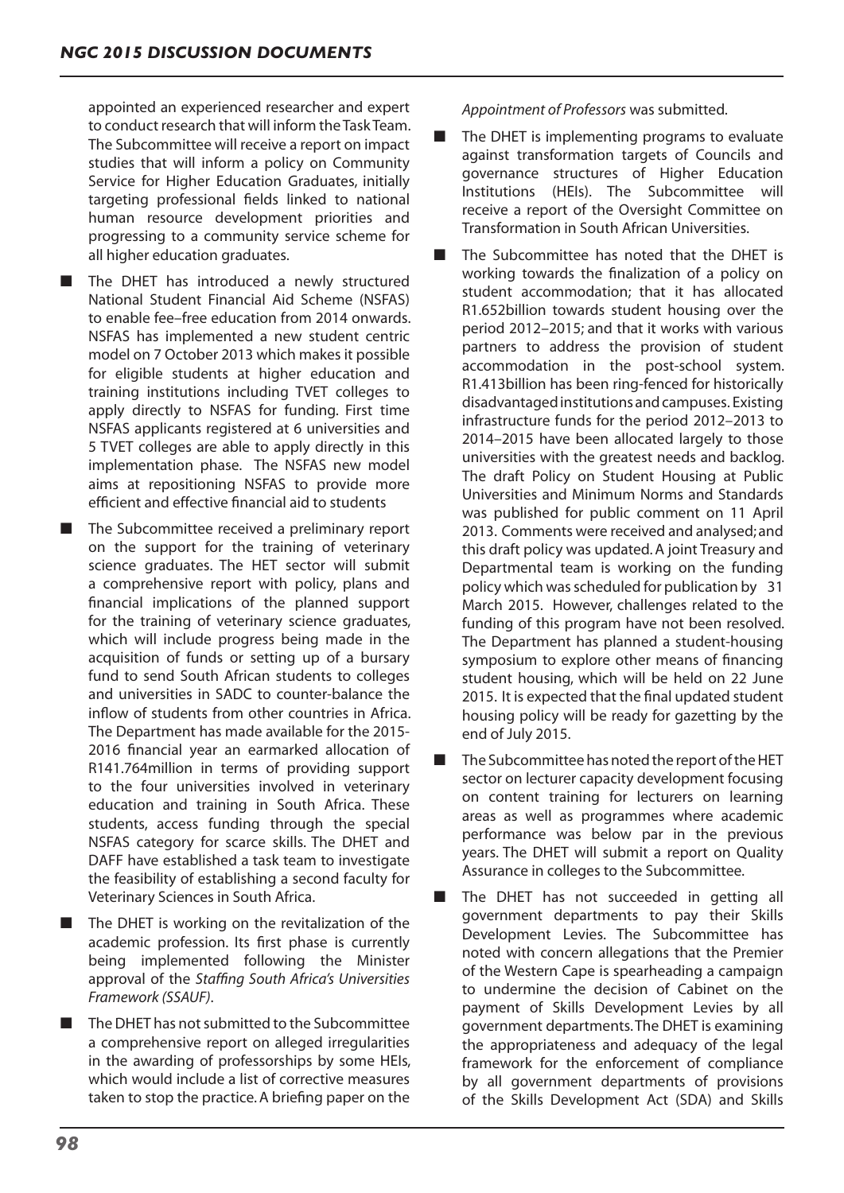appointed an experienced researcher and expert to conduct research that will inform the Task Team. The Subcommittee will receive a report on impact studies that will inform a policy on Community Service for Higher Education Graduates, initially targeting professional fields linked to national human resource development priorities and progressing to a community service scheme for all higher education graduates.

- The DHET has introduced a newly structured National Student Financial Aid Scheme (NSFAS) to enable fee–free education from 2014 onwards. NSFAS has implemented a new student centric model on 7 October 2013 which makes it possible for eligible students at higher education and training institutions including TVET colleges to apply directly to NSFAS for funding. First time NSFAS applicants registered at 6 universities and 5 TVET colleges are able to apply directly in this implementation phase. The NSFAS new model aims at repositioning NSFAS to provide more efficient and effective financial aid to students
- The Subcommittee received a preliminary report on the support for the training of veterinary science graduates. The HET sector will submit a comprehensive report with policy, plans and financial implications of the planned support for the training of veterinary science graduates, which will include progress being made in the acquisition of funds or setting up of a bursary fund to send South African students to colleges and universities in SADC to counter-balance the inflow of students from other countries in Africa. The Department has made available for the 2015-2016 financial year an earmarked allocation of R141.764million in terms of providing support to the four universities involved in veterinary education and training in South Africa. These students, access funding through the special NSFAS category for scarce skills. The DHET and DAFF have established a task team to investigate the feasibility of establishing a second faculty for Veterinary Sciences in South Africa.
- The DHET is working on the revitalization of the academic profession. Its first phase is currently being implemented following the Minister approval of the *Staffing South Africa's Universities Framework (SSAUF)*.
- The DHET has not submitted to the Subcommittee a comprehensive report on alleged irregularities in the awarding of professorships by some HEIs, which would include a list of corrective measures taken to stop the practice. A briefing paper on the *Appointment of Professors* was submitted.
- The DHET is implementing programs to evaluate against transformation targets of Councils and governance structures of Higher Education Institutions (HEIs). The Subcommittee will receive a report of the Oversight Committee on Transformation in South African Universities.
- The Subcommittee has noted that the DHET is working towards the finalization of a policy on student accommodation; that it has allocated R1.652billion towards student housing over the period 2012–2015; and that it works with various partners to address the provision of student accommodation in the post-school system. R1.413billion has been ring-fenced for historically disadvantaged institutions and campuses. Existing infrastructure funds for the period 2012–2013 to 2014–2015 have been allocated largely to those universities with the greatest needs and backlog. The draft Policy on Student Housing at Public Universities and Minimum Norms and Standards was published for public comment on 11 April 2013. Comments were received and analysed; and this draft policy was updated. A joint Treasury and Departmental team is working on the funding policy which was scheduled for publication by 31 March 2015. However, challenges related to the funding of this program have not been resolved. The Department has planned a student-housing symposium to explore other means of financing student housing, which will be held on 22 June 2015. It is expected that the final updated student housing policy will be ready for gazetting by the end of July 2015.
- The Subcommittee has noted the report of the HET sector on lecturer capacity development focusing on content training for lecturers on learning areas as well as programmes where academic performance was below par in the previous years. The DHET will submit a report on Quality Assurance in colleges to the Subcommittee.
- The DHET has not succeeded in getting all government departments to pay their Skills Development Levies. The Subcommittee has noted with concern allegations that the Premier of the Western Cape is spearheading a campaign to undermine the decision of Cabinet on the payment of Skills Development Levies by all government departments. The DHET is examining the appropriateness and adequacy of the legal framework for the enforcement of compliance by all government departments of provisions of the Skills Development Act (SDA) and Skills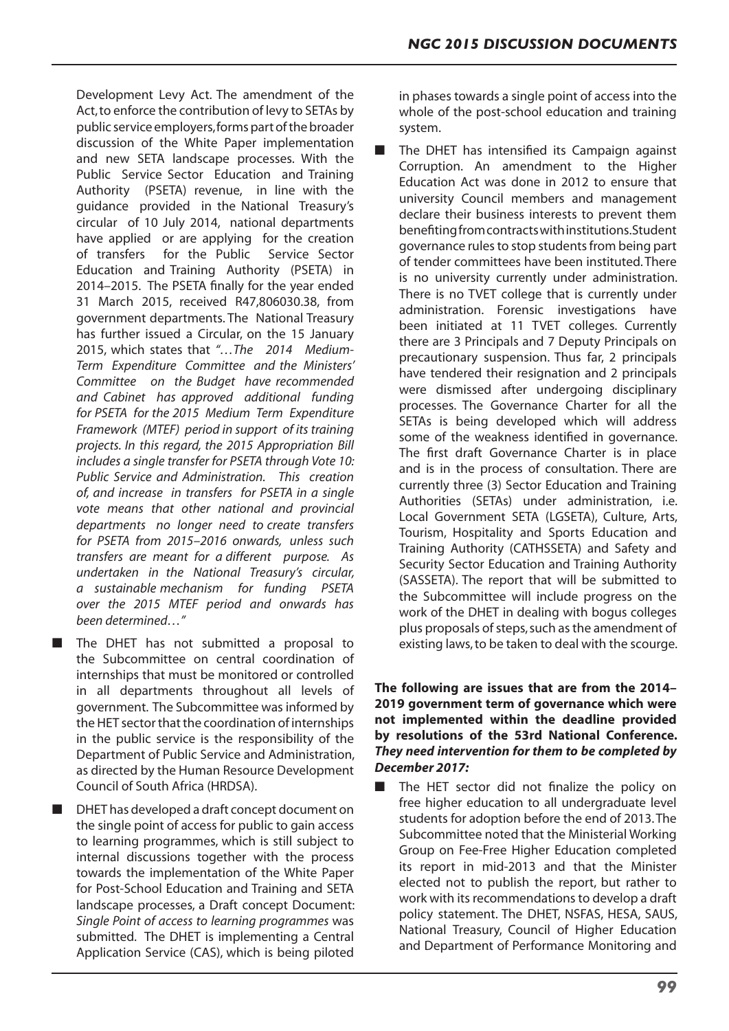Development Levy Act. The amendment of the Act, to enforce the contribution of levy to SETAs by public service employers, forms part of the broader discussion of the White Paper implementation and new SETA landscape processes. With the Public Service Sector Education and Training Authority (PSETA) revenue, in line with the guidance provided in the National Treasury's circular of 10 July 2014, national departments have applied or are applying for the creation of transfers for the Public Service Sector Education and Training Authority (PSETA) in 2014–2015. The PSETA finally for the year ended 31 March 2015, received R47,806030.38, from government departments. The National Treasury has further issued a Circular, on the 15 January 2015, which states that *"…The 2014 Medium-Term Expenditure Committee and the Ministers' Committee on the Budget have recommended and Cabinet has approved additional funding for PSETA for the 2015 Medium Term Expenditure Framework (MTEF) period in support of its training projects. In this regard, the 2015 Appropriation Bill includes a single transfer for PSETA through Vote 10: Public Service and Administration. This creation of, and increase in transfers for PSETA in a single vote means that other national and provincial departments no longer need to create transfers for PSETA from 2015–2016 onwards, unless such transfers are meant for a different purpose. As undertaken in the National Treasury's circular, a sustainable mechanism for funding PSETA over the 2015 MTEF period and onwards has been determined…"*

- The DHET has not submitted a proposal to the Subcommittee on central coordination of internships that must be monitored or controlled in all departments throughout all levels of government. The Subcommittee was informed by the HET sector that the coordination of internships in the public service is the responsibility of the Department of Public Service and Administration, as directed by the Human Resource Development Council of South Africa (HRDSA).
- DHET has developed a draft concept document on the single point of access for public to gain access to learning programmes, which is still subject to internal discussions together with the process towards the implementation of the White Paper for Post-School Education and Training and SETA landscape processes, a Draft concept Document: *Single Point of access to learning programmes* was submitted. The DHET is implementing a Central Application Service (CAS), which is being piloted in phases towards a single point of access into the whole of the post-school education and training system.
- The DHET has intensified its Campaign against Corruption. An amendment to the Higher Education Act was done in 2012 to ensure that university Council members and management declare their business interests to prevent them benefiting from contracts with institutions. Student governance rules to stop students from being part of tender committees have been instituted. There is no university currently under administration. There is no TVET college that is currently under administration. Forensic investigations have been initiated at 11 TVET colleges. Currently there are 3 Principals and 7 Deputy Principals on precautionary suspension. Thus far, 2 principals have tendered their resignation and 2 principals were dismissed after undergoing disciplinary processes. The Governance Charter for all the SETAs is being developed which will address some of the weakness identified in governance. The first draft Governance Charter is in place and is in the process of consultation. There are currently three (3) Sector Education and Training Authorities (SETAs) under administration, i.e. Local Government SETA (LGSETA), Culture, Arts, Tourism, Hospitality and Sports Education and Training Authority (CATHSSETA) and Safety and Security Sector Education and Training Authority (SASSETA). The report that will be submitted to the Subcommittee will include progress on the work of the DHET in dealing with bogus colleges plus proposals of steps, such as the amendment of existing laws, to be taken to deal with the scourge.

**The following are issues that are from the 2014–2019 government term of governance which were not implemented within the deadline provided by resolutions of the 53rd National Conference. *They need intervention for them to be completed by December 2017:***

- The HET sector did not finalize the policy on free higher education to all undergraduate level students for adoption before the end of 2013. The Subcommittee noted that the Ministerial Working Group on Fee-Free Higher Education completed its report in mid-2013 and that the Minister elected not to publish the report, but rather to work with its recommendations to develop a draft policy statement. The DHET, NSFAS, HESA, SAUS, National Treasury, Council of Higher Education and Department of Performance Monitoring and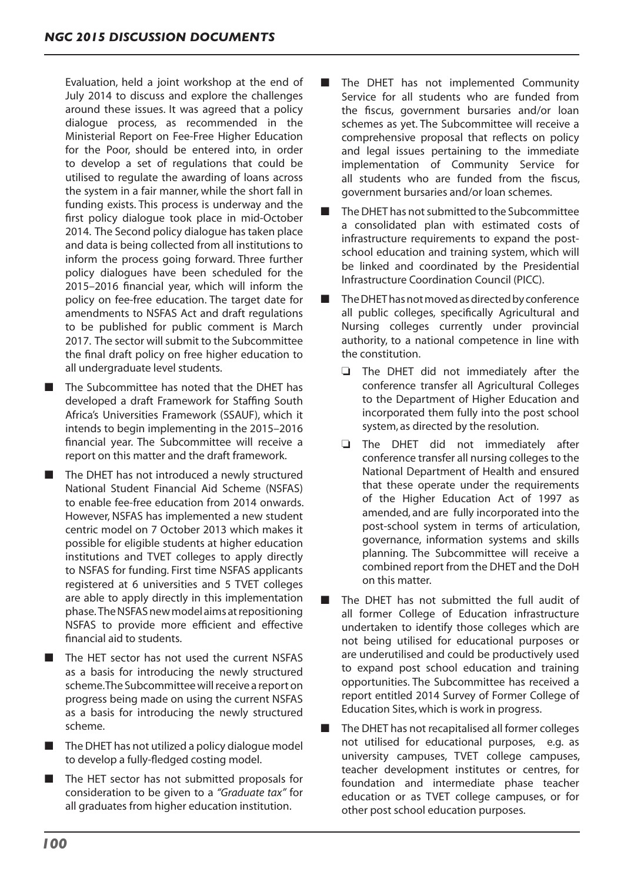Evaluation, held a joint workshop at the end of July 2014 to discuss and explore the challenges around these issues. It was agreed that a policy dialogue process, as recommended in the Ministerial Report on Fee-Free Higher Education for the Poor, should be entered into, in order to develop a set of regulations that could be utilised to regulate the awarding of loans across the system in a fair manner, while the short fall in funding exists. This process is underway and the first policy dialogue took place in mid-October 2014. The Second policy dialogue has taken place and data is being collected from all institutions to inform the process going forward. Three further policy dialogues have been scheduled for the 2015–2016 financial year, which will inform the policy on fee-free education. The target date for amendments to NSFAS Act and draft regulations to be published for public comment is March 2017. The sector will submit to the Subcommittee the final draft policy on free higher education to all undergraduate level students.

- The Subcommittee has noted that the DHET has developed a draft Framework for Staffing South Africa's Universities Framework (SSAUF), which it intends to begin implementing in the 2015–2016 financial year. The Subcommittee will receive a report on this matter and the draft framework.
- The DHET has not introduced a newly structured National Student Financial Aid Scheme (NSFAS) to enable fee-free education from 2014 onwards. However, NSFAS has implemented a new student centric model on 7 October 2013 which makes it possible for eligible students at higher education institutions and TVET colleges to apply directly to NSFAS for funding. First time NSFAS applicants registered at 6 universities and 5 TVET colleges are able to apply directly in this implementation phase. The NSFAS new model aims at repositioning NSFAS to provide more efficient and effective financial aid to students.
- The HET sector has not used the current NSFAS as a basis for introducing the newly structured scheme. The Subcommittee will receive a report on progress being made on using the current NSFAS as a basis for introducing the newly structured scheme.
- The DHET has not utilized a policy dialogue model to develop a fully-fledged costing model.
- The HET sector has not submitted proposals for consideration to be given to a *"Graduate tax"* for all graduates from higher education institution.
- The DHET has not implemented Community Service for all students who are funded from the fiscus, government bursaries and/or loan schemes as yet. The Subcommittee will receive a comprehensive proposal that reflects on policy and legal issues pertaining to the immediate implementation of Community Service for all students who are funded from the fiscus, government bursaries and/or loan schemes.
- The DHET has not submitted to the Subcommittee a consolidated plan with estimated costs of infrastructure requirements to expand the post-school education and training system, which will be linked and coordinated by the Presidential Infrastructure Coordination Council (PICC).
- The DHET has not moved as directed by conference all public colleges, specifically Agricultural and Nursing colleges currently under provincial authority, to a national competence in line with the constitution.
  - The DHET did not immediately after the conference transfer all Agricultural Colleges to the Department of Higher Education and incorporated them fully into the post school system, as directed by the resolution.
  - The DHET did not immediately after conference transfer all nursing colleges to the National Department of Health and ensured that these operate under the requirements of the Higher Education Act of 1997 as amended, and are fully incorporated into the post-school system in terms of articulation, governance, information systems and skills planning. The Subcommittee will receive a combined report from the DHET and the DoH on this matter.
- The DHET has not submitted the full audit of all former College of Education infrastructure undertaken to identify those colleges which are not being utilised for educational purposes or are underutilised and could be productively used to expand post school education and training opportunities. The Subcommittee has received a report entitled 2014 Survey of Former College of Education Sites, which is work in progress.
- The DHET has not recapitalised all former colleges not utilised for educational purposes, e.g. as university campuses, TVET college campuses, teacher development institutes or centres, for foundation and intermediate phase teacher education or as TVET college campuses, or for other post school education purposes.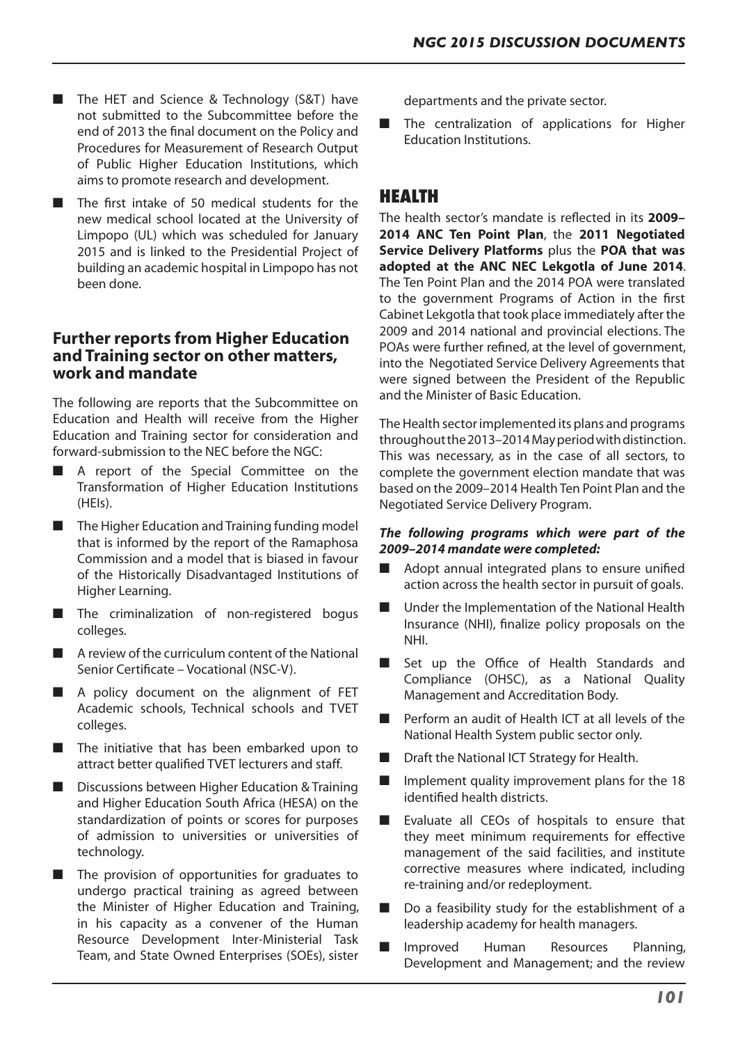- The HET and Science & Technology (S&T) have not submitted to the Subcommittee before the end of 2013 the final document on the Policy and Procedures for Measurement of Research Output of Public Higher Education Institutions, which aims to promote research and development.
- The first intake of 50 medical students for the new medical school located at the University of Limpopo (UL) which was scheduled for January 2015 and is linked to the Presidential Project of building an academic hospital in Limpopo has not been done.

### Further reports from Higher Education and Training sector on other matters, work and mandate

The following are reports that the Subcommittee on Education and Health will receive from the Higher Education and Training sector for consideration and forward-submission to the NEC before the NGC:

- A report of the Special Committee on the Transformation of Higher Education Institutions (HEIs).
- The Higher Education and Training funding model that is informed by the report of the Ramaphosa Commission and a model that is biased in favour of the Historically Disadvantaged Institutions of Higher Learning.
- The criminalization of non-registered bogus colleges.
- A review of the curriculum content of the National Senior Certificate – Vocational (NSC-V).
- A policy document on the alignment of FET Academic schools, Technical schools and TVET colleges.
- The initiative that has been embarked upon to attract better qualified TVET lecturers and staff.
- Discussions between Higher Education & Training and Higher Education South Africa (HESA) on the standardization of points or scores for purposes of admission to universities or universities of technology.
- The provision of opportunities for graduates to undergo practical training as agreed between the Minister of Higher Education and Training, in his capacity as a convener of the Human Resource Development Inter-Ministerial Task Team, and State Owned Enterprises (SOEs), sister departments and the private sector.
- The centralization of applications for Higher Education Institutions.

## HEALTH

The health sector's mandate is reflected in its **2009–2014 ANC Ten Point Plan**, the **2011 Negotiated Service Delivery Platforms** plus the **POA that was adopted at the ANC NEC Lekgotla of June 2014**. The Ten Point Plan and the 2014 POA were translated to the government Programs of Action in the first Cabinet Lekgotla that took place immediately after the 2009 and 2014 national and provincial elections. The POAs were further refined, at the level of government, into the Negotiated Service Delivery Agreements that were signed between the President of the Republic and the Minister of Basic Education.

The Health sector implemented its plans and programs throughout the 2013–2014 May period with distinction. This was necessary, as in the case of all sectors, to complete the government election mandate that was based on the 2009–2014 Health Ten Point Plan and the Negotiated Service Delivery Program.

***The following programs which were part of the 2009–2014 mandate were completed:***

- Adopt annual integrated plans to ensure unified action across the health sector in pursuit of goals.
- Under the Implementation of the National Health Insurance (NHI), finalize policy proposals on the NHI.
- Set up the Office of Health Standards and Compliance (OHSC), as a National Quality Management and Accreditation Body.
- Perform an audit of Health ICT at all levels of the National Health System public sector only.
- Draft the National ICT Strategy for Health.
- Implement quality improvement plans for the 18 identified health districts.
- Evaluate all CEOs of hospitals to ensure that they meet minimum requirements for effective management of the said facilities, and institute corrective measures where indicated, including re-training and/or redeployment.
- Do a feasibility study for the establishment of a leadership academy for health managers.
- Improved Human Resources Planning, Development and Management; and the review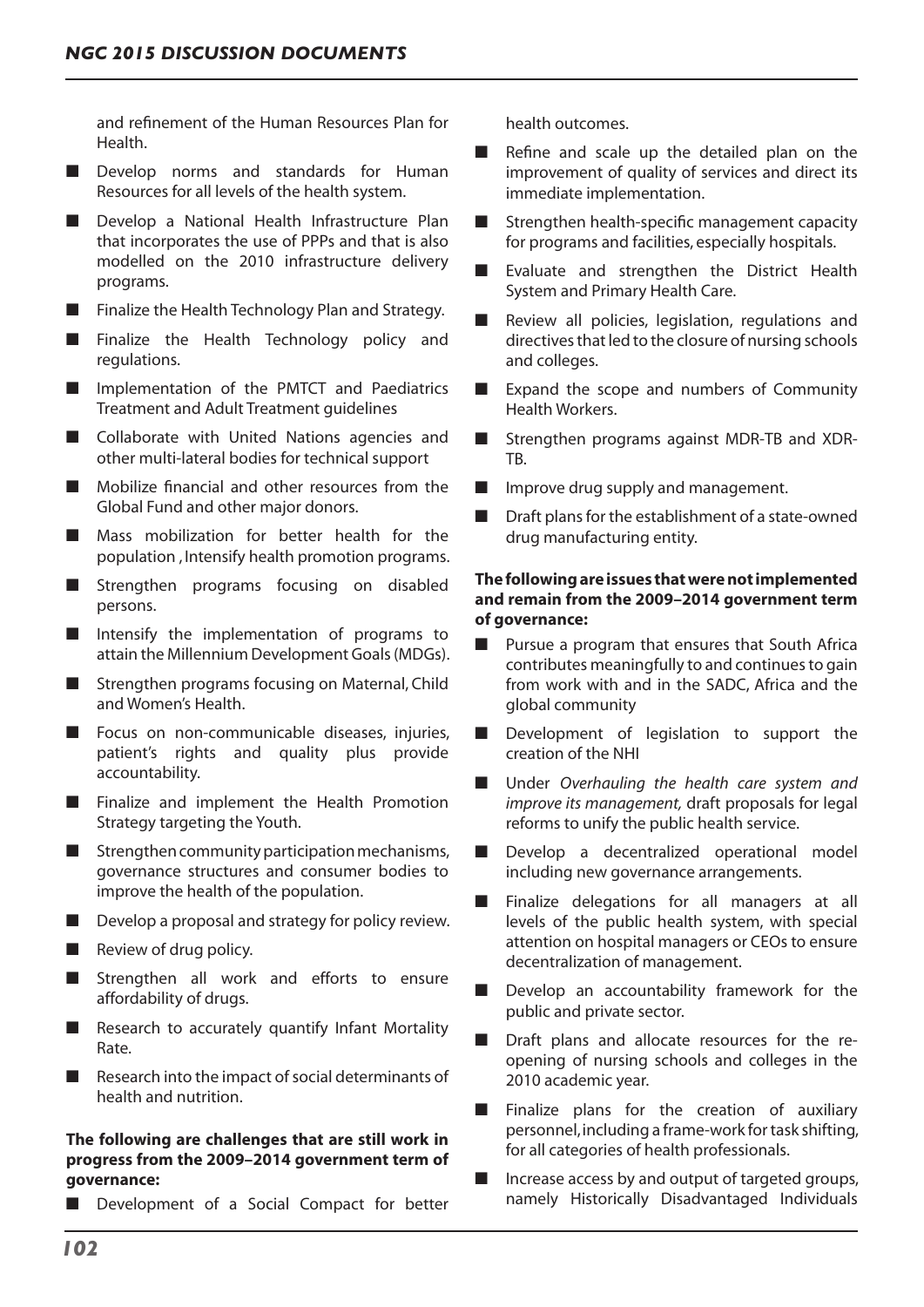and refinement of the Human Resources Plan for Health.

- Develop norms and standards for Human Resources for all levels of the health system.
- Develop a National Health Infrastructure Plan that incorporates the use of PPPs and that is also modelled on the 2010 infrastructure delivery programs.
- Finalize the Health Technology Plan and Strategy.
- Finalize the Health Technology policy and regulations.
- Implementation of the PMTCT and Paediatrics Treatment and Adult Treatment guidelines
- Collaborate with United Nations agencies and other multi-lateral bodies for technical support
- Mobilize financial and other resources from the Global Fund and other major donors.
- Mass mobilization for better health for the population , Intensify health promotion programs.
- Strengthen programs focusing on disabled persons.
- Intensify the implementation of programs to attain the Millennium Development Goals (MDGs).
- Strengthen programs focusing on Maternal, Child and Women's Health.
- Focus on non-communicable diseases, injuries, patient's rights and quality plus provide accountability.
- Finalize and implement the Health Promotion Strategy targeting the Youth.
- Strengthen community participation mechanisms, governance structures and consumer bodies to improve the health of the population.
- Develop a proposal and strategy for policy review.
- Review of drug policy.
- Strengthen all work and efforts to ensure affordability of drugs.
- Research to accurately quantify Infant Mortality Rate.
- Research into the impact of social determinants of health and nutrition.

**The following are challenges that are still work in progress from the 2009–2014 government term of governance:**

- Development of a Social Compact for better health outcomes.
- Refine and scale up the detailed plan on the improvement of quality of services and direct its immediate implementation.
- Strengthen health-specific management capacity for programs and facilities, especially hospitals.
- Evaluate and strengthen the District Health System and Primary Health Care.
- Review all policies, legislation, regulations and directives that led to the closure of nursing schools and colleges.
- Expand the scope and numbers of Community Health Workers.
- Strengthen programs against MDR-TB and XDR-TB.
- Improve drug supply and management.
- Draft plans for the establishment of a state-owned drug manufacturing entity.

**The following are issues that were not implemented and remain from the 2009–2014 government term of governance:**

- Pursue a program that ensures that South Africa contributes meaningfully to and continues to gain from work with and in the SADC, Africa and the global community
- Development of legislation to support the creation of the NHI
- Under *Overhauling the health care system and improve its management,* draft proposals for legal reforms to unify the public health service.
- Develop a decentralized operational model including new governance arrangements.
- Finalize delegations for all managers at all levels of the public health system, with special attention on hospital managers or CEOs to ensure decentralization of management.
- Develop an accountability framework for the public and private sector.
- Draft plans and allocate resources for the re-opening of nursing schools and colleges in the 2010 academic year.
- Finalize plans for the creation of auxiliary personnel, including a frame-work for task shifting, for all categories of health professionals.
- Increase access by and output of targeted groups, namely Historically Disadvantaged Individuals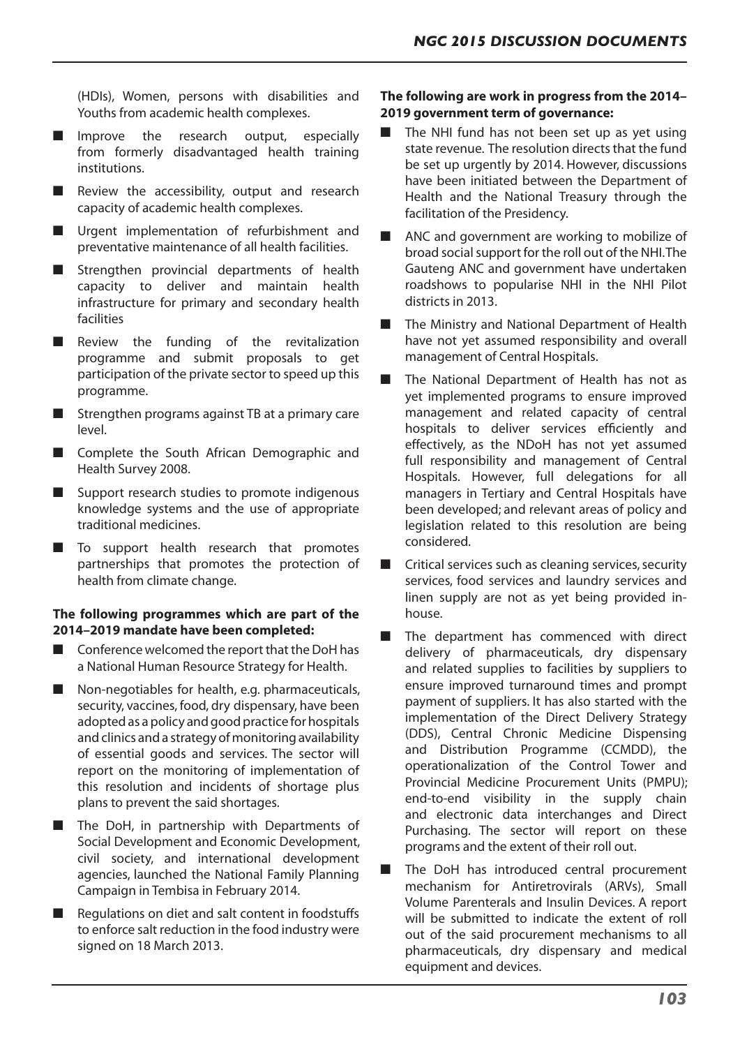(HDIs), Women, persons with disabilities and Youths from academic health complexes.

- Improve the research output, especially from formerly disadvantaged health training institutions.
- Review the accessibility, output and research capacity of academic health complexes.
- Urgent implementation of refurbishment and preventative maintenance of all health facilities.
- Strengthen provincial departments of health capacity to deliver and maintain health infrastructure for primary and secondary health facilities
- Review the funding of the revitalization programme and submit proposals to get participation of the private sector to speed up this programme.
- Strengthen programs against TB at a primary care level.
- Complete the South African Demographic and Health Survey 2008.
- Support research studies to promote indigenous knowledge systems and the use of appropriate traditional medicines.
- To support health research that promotes partnerships that promotes the protection of health from climate change.

**The following programmes which are part of the 2014–2019 mandate have been completed:**

- Conference welcomed the report that the DoH has a National Human Resource Strategy for Health.
- Non-negotiables for health, e.g. pharmaceuticals, security, vaccines, food, dry dispensary, have been adopted as a policy and good practice for hospitals and clinics and a strategy of monitoring availability of essential goods and services. The sector will report on the monitoring of implementation of this resolution and incidents of shortage plus plans to prevent the said shortages.
- The DoH, in partnership with Departments of Social Development and Economic Development, civil society, and international development agencies, launched the National Family Planning Campaign in Tembisa in February 2014.
- Regulations on diet and salt content in foodstuffs to enforce salt reduction in the food industry were signed on 18 March 2013.

**The following are work in progress from the 2014–2019 government term of governance:**

- The NHI fund has not been set up as yet using state revenue. The resolution directs that the fund be set up urgently by 2014. However, discussions have been initiated between the Department of Health and the National Treasury through the facilitation of the Presidency.
- ANC and government are working to mobilize of broad social support for the roll out of the NHI. The Gauteng ANC and government have undertaken roadshows to popularise NHI in the NHI Pilot districts in 2013.
- The Ministry and National Department of Health have not yet assumed responsibility and overall management of Central Hospitals.
- The National Department of Health has not as yet implemented programs to ensure improved management and related capacity of central hospitals to deliver services efficiently and effectively, as the NDoH has not yet assumed full responsibility and management of Central Hospitals. However, full delegations for all managers in Tertiary and Central Hospitals have been developed; and relevant areas of policy and legislation related to this resolution are being considered.
- Critical services such as cleaning services, security services, food services and laundry services and linen supply are not as yet being provided in-house.
- The department has commenced with direct delivery of pharmaceuticals, dry dispensary and related supplies to facilities by suppliers to ensure improved turnaround times and prompt payment of suppliers. It has also started with the implementation of the Direct Delivery Strategy (DDS), Central Chronic Medicine Dispensing and Distribution Programme (CCMDD), the operationalization of the Control Tower and Provincial Medicine Procurement Units (PMPU); end-to-end visibility in the supply chain and electronic data interchanges and Direct Purchasing. The sector will report on these programs and the extent of their roll out.
- The DoH has introduced central procurement mechanism for Antiretrovirals (ARVs), Small Volume Parenterals and Insulin Devices. A report will be submitted to indicate the extent of roll out of the said procurement mechanisms to all pharmaceuticals, dry dispensary and medical equipment and devices.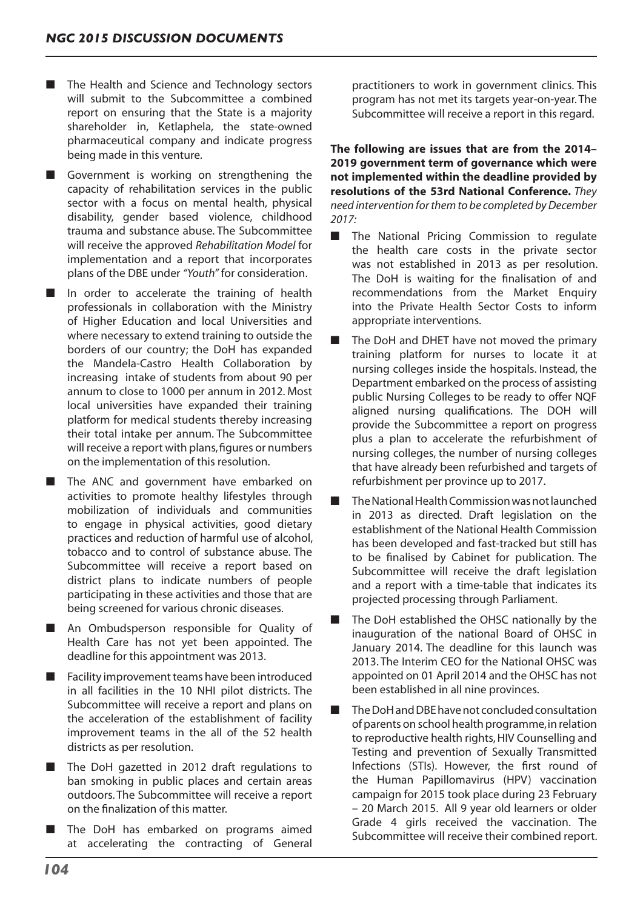- The Health and Science and Technology sectors will submit to the Subcommittee a combined report on ensuring that the State is a majority shareholder in, Ketlaphela, the state-owned pharmaceutical company and indicate progress being made in this venture.
- Government is working on strengthening the capacity of rehabilitation services in the public sector with a focus on mental health, physical disability, gender based violence, childhood trauma and substance abuse. The Subcommittee will receive the approved *Rehabilitation Model* for implementation and a report that incorporates plans of the DBE under *"Youth"* for consideration.
- In order to accelerate the training of health professionals in collaboration with the Ministry of Higher Education and local Universities and where necessary to extend training to outside the borders of our country; the DoH has expanded the Mandela-Castro Health Collaboration by increasing intake of students from about 90 per annum to close to 1000 per annum in 2012. Most local universities have expanded their training platform for medical students thereby increasing their total intake per annum. The Subcommittee will receive a report with plans, figures or numbers on the implementation of this resolution.
- The ANC and government have embarked on activities to promote healthy lifestyles through mobilization of individuals and communities to engage in physical activities, good dietary practices and reduction of harmful use of alcohol, tobacco and to control of substance abuse. The Subcommittee will receive a report based on district plans to indicate numbers of people participating in these activities and those that are being screened for various chronic diseases.
- An Ombudsperson responsible for Quality of Health Care has not yet been appointed. The deadline for this appointment was 2013.
- Facility improvement teams have been introduced in all facilities in the 10 NHI pilot districts. The Subcommittee will receive a report and plans on the acceleration of the establishment of facility improvement teams in the all of the 52 health districts as per resolution.
- The DoH gazetted in 2012 draft regulations to ban smoking in public places and certain areas outdoors. The Subcommittee will receive a report on the finalization of this matter.
- The DoH has embarked on programs aimed at accelerating the contracting of General practitioners to work in government clinics. This program has not met its targets year-on-year. The Subcommittee will receive a report in this regard.

**The following are issues that are from the 2014–2019 government term of governance which were not implemented within the deadline provided by resolutions of the 53rd National Conference.** *They need intervention for them to be completed by December 2017:*

- The National Pricing Commission to regulate the health care costs in the private sector was not established in 2013 as per resolution. The DoH is waiting for the finalisation of and recommendations from the Market Enquiry into the Private Health Sector Costs to inform appropriate interventions.
- The DoH and DHET have not moved the primary training platform for nurses to locate it at nursing colleges inside the hospitals. Instead, the Department embarked on the process of assisting public Nursing Colleges to be ready to offer NQF aligned nursing qualifications. The DOH will provide the Subcommittee a report on progress plus a plan to accelerate the refurbishment of nursing colleges, the number of nursing colleges that have already been refurbished and targets of refurbishment per province up to 2017.
- The National Health Commission was not launched in 2013 as directed. Draft legislation on the establishment of the National Health Commission has been developed and fast-tracked but still has to be finalised by Cabinet for publication. The Subcommittee will receive the draft legislation and a report with a time-table that indicates its projected processing through Parliament.
- The DoH established the OHSC nationally by the inauguration of the national Board of OHSC in January 2014. The deadline for this launch was 2013. The Interim CEO for the National OHSC was appointed on 01 April 2014 and the OHSC has not been established in all nine provinces.
- The DoH and DBE have not concluded consultation of parents on school health programme, in relation to reproductive health rights, HIV Counselling and Testing and prevention of Sexually Transmitted Infections (STIs). However, the first round of the Human Papillomavirus (HPV) vaccination campaign for 2015 took place during 23 February – 20 March 2015. All 9 year old learners or older Grade 4 girls received the vaccination. The Subcommittee will receive their combined report.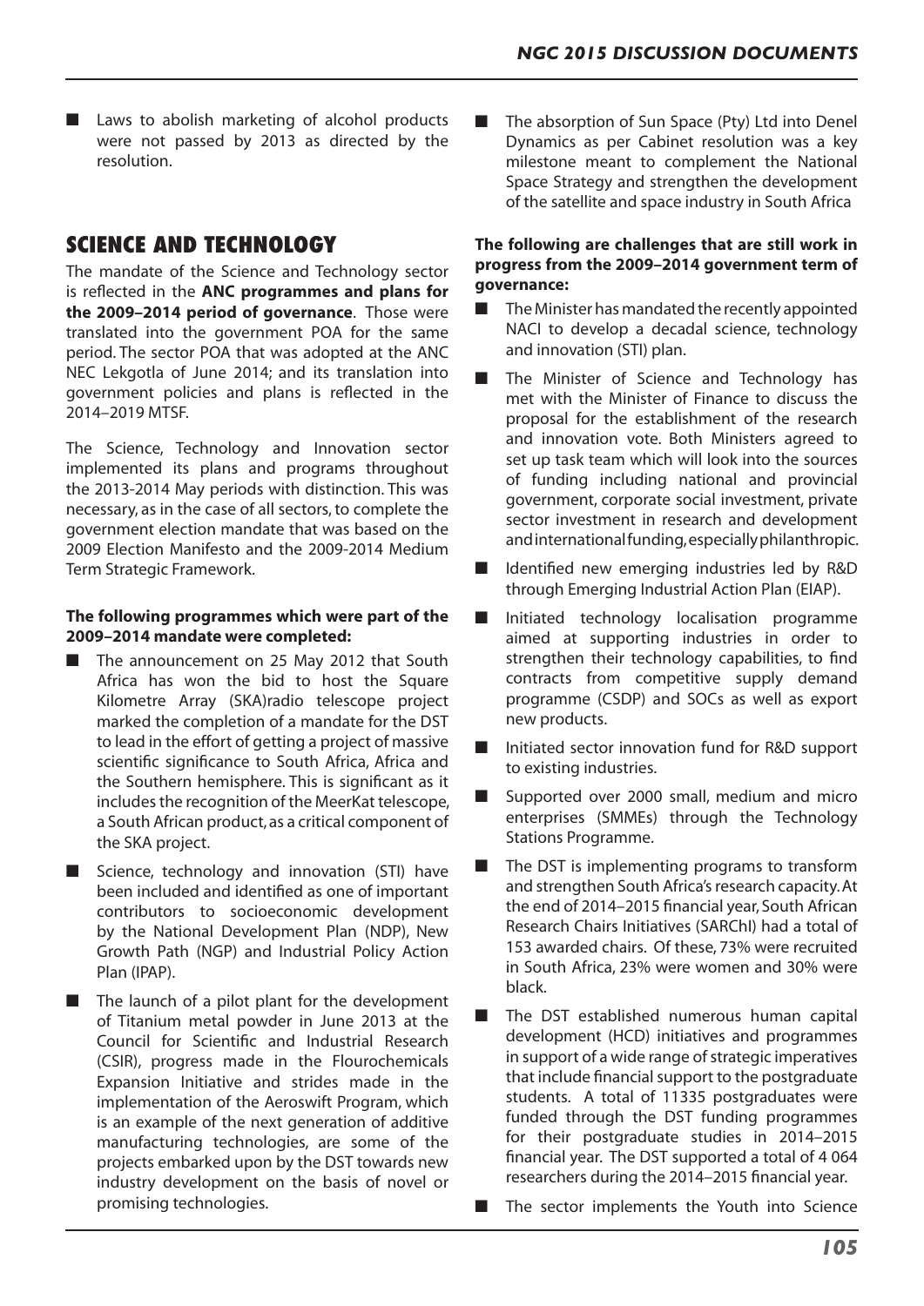- Laws to abolish marketing of alcohol products were not passed by 2013 as directed by the resolution.

## SCIENCE AND TECHNOLOGY

The mandate of the Science and Technology sector is reflected in the **ANC programmes and plans for the 2009–2014 period of governance**. Those were translated into the government POA for the same period. The sector POA that was adopted at the ANC NEC Lekgotla of June 2014; and its translation into government policies and plans is reflected in the 2014–2019 MTSF.

The Science, Technology and Innovation sector implemented its plans and programs throughout the 2013-2014 May periods with distinction. This was necessary, as in the case of all sectors, to complete the government election mandate that was based on the 2009 Election Manifesto and the 2009-2014 Medium Term Strategic Framework.

**The following programmes which were part of the 2009–2014 mandate were completed:**

- The announcement on 25 May 2012 that South Africa has won the bid to host the Square Kilometre Array (SKA)radio telescope project marked the completion of a mandate for the DST to lead in the effort of getting a project of massive scientific significance to South Africa, Africa and the Southern hemisphere. This is significant as it includes the recognition of the MeerKat telescope, a South African product, as a critical component of the SKA project.
- Science, technology and innovation (STI) have been included and identified as one of important contributors to socioeconomic development by the National Development Plan (NDP), New Growth Path (NGP) and Industrial Policy Action Plan (IPAP).
- The launch of a pilot plant for the development of Titanium metal powder in June 2013 at the Council for Scientific and Industrial Research (CSIR), progress made in the Flourochemicals Expansion Initiative and strides made in the implementation of the Aeroswift Program, which is an example of the next generation of additive manufacturing technologies, are some of the projects embarked upon by the DST towards new industry development on the basis of novel or promising technologies.
- The absorption of Sun Space (Pty) Ltd into Denel Dynamics as per Cabinet resolution was a key milestone meant to complement the National Space Strategy and strengthen the development of the satellite and space industry in South Africa

**The following are challenges that are still work in progress from the 2009–2014 government term of governance:**

- The Minister has mandated the recently appointed NACI to develop a decadal science, technology and innovation (STI) plan.
- The Minister of Science and Technology has met with the Minister of Finance to discuss the proposal for the establishment of the research and innovation vote. Both Ministers agreed to set up task team which will look into the sources of funding including national and provincial government, corporate social investment, private sector investment in research and development and international funding, especially philanthropic.
- Identified new emerging industries led by R&D through Emerging Industrial Action Plan (EIAP).
- Initiated technology localisation programme aimed at supporting industries in order to strengthen their technology capabilities, to find contracts from competitive supply demand programme (CSDP) and SOCs as well as export new products.
- Initiated sector innovation fund for R&D support to existing industries.
- Supported over 2000 small, medium and micro enterprises (SMMEs) through the Technology Stations Programme.
- The DST is implementing programs to transform and strengthen South Africa's research capacity. At the end of 2014–2015 financial year, South African Research Chairs Initiatives (SARChI) had a total of 153 awarded chairs. Of these, 73% were recruited in South Africa, 23% were women and 30% were black.
- The DST established numerous human capital development (HCD) initiatives and programmes in support of a wide range of strategic imperatives that include financial support to the postgraduate students. A total of 11335 postgraduates were funded through the DST funding programmes for their postgraduate studies in 2014–2015 financial year. The DST supported a total of 4 064 researchers during the 2014–2015 financial year.
- The sector implements the Youth into Science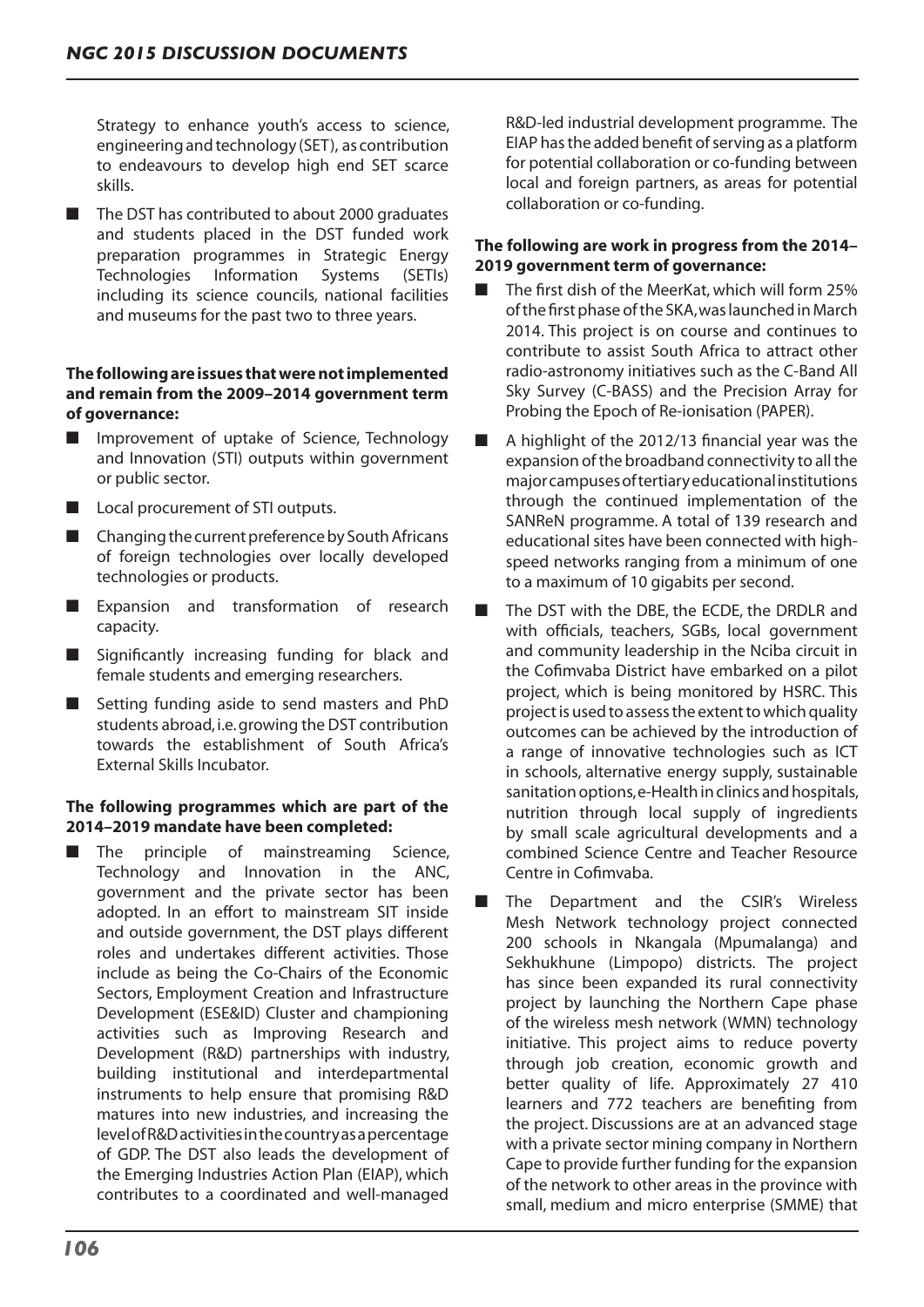Strategy to enhance youth's access to science, engineering and technology (SET), as contribution to endeavours to develop high end SET scarce skills.

- The DST has contributed to about 2000 graduates and students placed in the DST funded work preparation programmes in Strategic Energy Technologies Information Systems (SETIs) including its science councils, national facilities and museums for the past two to three years.

**The following are issues that were not implemented and remain from the 2009–2014 government term of governance:**

- Improvement of uptake of Science, Technology and Innovation (STI) outputs within government or public sector.
- Local procurement of STI outputs.
- Changing the current preference by South Africans of foreign technologies over locally developed technologies or products.
- Expansion and transformation of research capacity.
- Significantly increasing funding for black and female students and emerging researchers.
- Setting funding aside to send masters and PhD students abroad, i.e. growing the DST contribution towards the establishment of South Africa's External Skills Incubator.

**The following programmes which are part of the 2014–2019 mandate have been completed:**

- The principle of mainstreaming Science, Technology and Innovation in the ANC, government and the private sector has been adopted. In an effort to mainstream SIT inside and outside government, the DST plays different roles and undertakes different activities. Those include as being the Co-Chairs of the Economic Sectors, Employment Creation and Infrastructure Development (ESE&ID) Cluster and championing activities such as Improving Research and Development (R&D) partnerships with industry, building institutional and interdepartmental instruments to help ensure that promising R&D matures into new industries, and increasing the level of R&D activities in the country as a percentage of GDP. The DST also leads the development of the Emerging Industries Action Plan (EIAP), which contributes to a coordinated and well-managed R&D-led industrial development programme. The EIAP has the added benefit of serving as a platform for potential collaboration or co-funding between local and foreign partners, as areas for potential collaboration or co-funding.

**The following are work in progress from the 2014–2019 government term of governance:**

- The first dish of the MeerKat, which will form 25% of the first phase of the SKA, was launched in March 2014. This project is on course and continues to contribute to assist South Africa to attract other radio-astronomy initiatives such as the C-Band All Sky Survey (C-BASS) and the Precision Array for Probing the Epoch of Re-ionisation (PAPER).
- A highlight of the 2012/13 financial year was the expansion of the broadband connectivity to all the major campuses of tertiary educational institutions through the continued implementation of the SANReN programme. A total of 139 research and educational sites have been connected with high-speed networks ranging from a minimum of one to a maximum of 10 gigabits per second.
- The DST with the DBE, the ECDE, the DRDLR and with officials, teachers, SGBs, local government and community leadership in the Nciba circuit in the Cofimvaba District have embarked on a pilot project, which is being monitored by HSRC. This project is used to assess the extent to which quality outcomes can be achieved by the introduction of a range of innovative technologies such as ICT in schools, alternative energy supply, sustainable sanitation options, e-Health in clinics and hospitals, nutrition through local supply of ingredients by small scale agricultural developments and a combined Science Centre and Teacher Resource Centre in Cofimvaba.
- The Department and the CSIR's Wireless Mesh Network technology project connected 200 schools in Nkangala (Mpumalanga) and Sekhukhune (Limpopo) districts. The project has since been expanded its rural connectivity project by launching the Northern Cape phase of the wireless mesh network (WMN) technology initiative. This project aims to reduce poverty through job creation, economic growth and better quality of life. Approximately 27 410 learners and 772 teachers are benefiting from the project. Discussions are at an advanced stage with a private sector mining company in Northern Cape to provide further funding for the expansion of the network to other areas in the province with small, medium and micro enterprise (SMME) that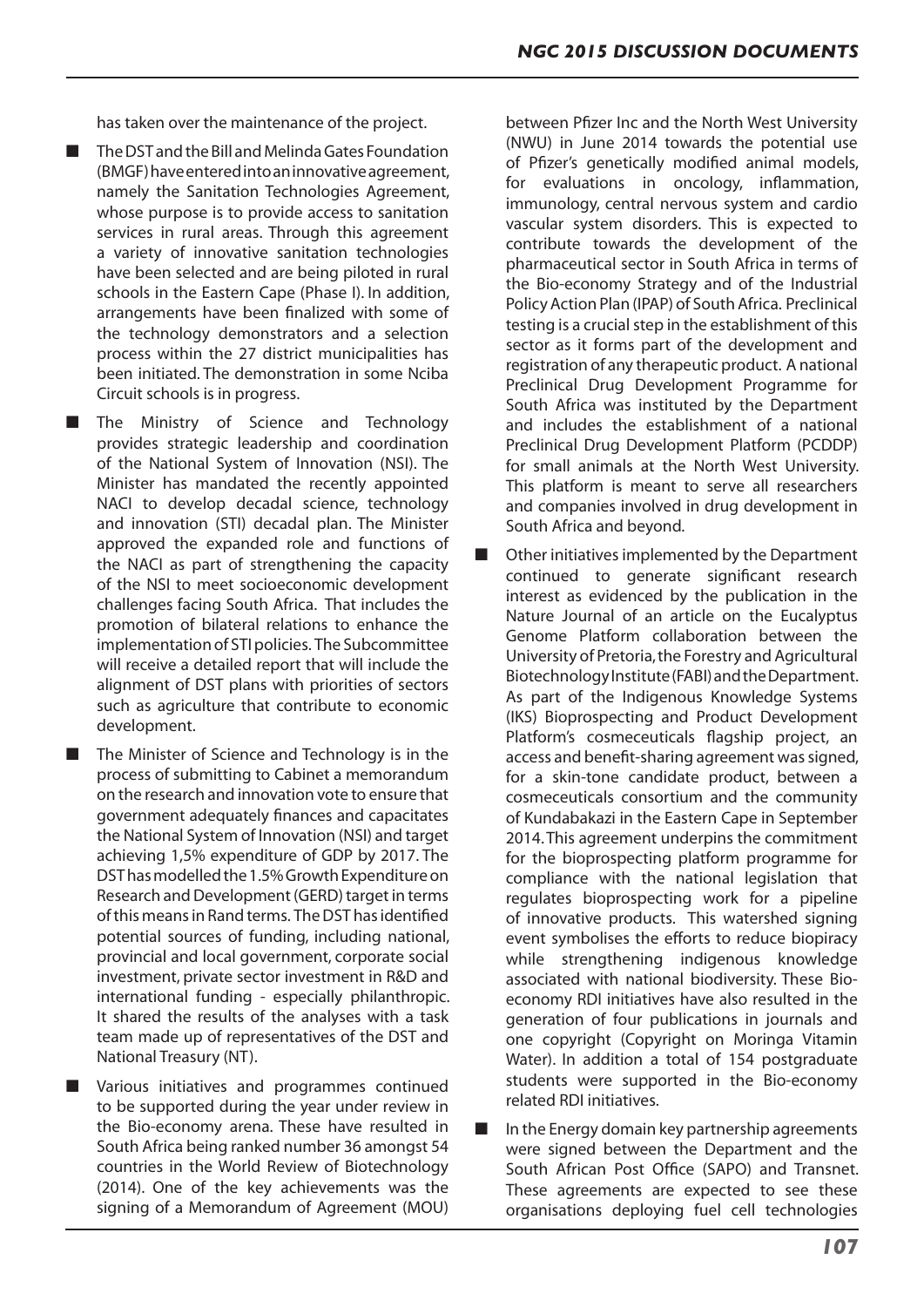has taken over the maintenance of the project.

- The DST and the Bill and Melinda Gates Foundation (BMGF) have entered into an innovative agreement, namely the Sanitation Technologies Agreement, whose purpose is to provide access to sanitation services in rural areas. Through this agreement a variety of innovative sanitation technologies have been selected and are being piloted in rural schools in the Eastern Cape (Phase I). In addition, arrangements have been finalized with some of the technology demonstrators and a selection process within the 27 district municipalities has been initiated. The demonstration in some Nciba Circuit schools is in progress.

- The Ministry of Science and Technology provides strategic leadership and coordination of the National System of Innovation (NSI). The Minister has mandated the recently appointed NACI to develop decadal science, technology and innovation (STI) decadal plan. The Minister approved the expanded role and functions of the NACI as part of strengthening the capacity of the NSI to meet socioeconomic development challenges facing South Africa. That includes the promotion of bilateral relations to enhance the implementation of STI policies. The Subcommittee will receive a detailed report that will include the alignment of DST plans with priorities of sectors such as agriculture that contribute to economic development.

- The Minister of Science and Technology is in the process of submitting to Cabinet a memorandum on the research and innovation vote to ensure that government adequately finances and capacitates the National System of Innovation (NSI) and target achieving 1,5% expenditure of GDP by 2017. The DST has modelled the 1.5% Growth Expenditure on Research and Development (GERD) target in terms of this means in Rand terms. The DST has identified potential sources of funding, including national, provincial and local government, corporate social investment, private sector investment in R&D and international funding - especially philanthropic. It shared the results of the analyses with a task team made up of representatives of the DST and National Treasury (NT).

- Various initiatives and programmes continued to be supported during the year under review in the Bio-economy arena. These have resulted in South Africa being ranked number 36 amongst 54 countries in the World Review of Biotechnology (2014). One of the key achievements was the signing of a Memorandum of Agreement (MOU) between Pfizer Inc and the North West University (NWU) in June 2014 towards the potential use of Pfizer's genetically modified animal models, for evaluations in oncology, inflammation, immunology, central nervous system and cardio vascular system disorders. This is expected to contribute towards the development of the pharmaceutical sector in South Africa in terms of the Bio-economy Strategy and of the Industrial Policy Action Plan (IPAP) of South Africa. Preclinical testing is a crucial step in the establishment of this sector as it forms part of the development and registration of any therapeutic product. A national Preclinical Drug Development Programme for South Africa was instituted by the Department and includes the establishment of a national Preclinical Drug Development Platform (PCDDP) for small animals at the North West University. This platform is meant to serve all researchers and companies involved in drug development in South Africa and beyond.

- Other initiatives implemented by the Department continued to generate significant research interest as evidenced by the publication in the Nature Journal of an article on the Eucalyptus Genome Platform collaboration between the University of Pretoria, the Forestry and Agricultural Biotechnology Institute (FABI) and the Department. As part of the Indigenous Knowledge Systems (IKS) Bioprospecting and Product Development Platform's cosmeceuticals flagship project, an access and benefit-sharing agreement was signed, for a skin-tone candidate product, between a cosmeceuticals consortium and the community of Kundabakazi in the Eastern Cape in September 2014. This agreement underpins the commitment for the bioprospecting platform programme for compliance with the national legislation that regulates bioprospecting work for a pipeline of innovative products. This watershed signing event symbolises the efforts to reduce biopiracy while strengthening indigenous knowledge associated with national biodiversity. These Bio-economy RDI initiatives have also resulted in the generation of four publications in journals and one copyright (Copyright on Moringa Vitamin Water). In addition a total of 154 postgraduate students were supported in the Bio-economy related RDI initiatives.

- In the Energy domain key partnership agreements were signed between the Department and the South African Post Office (SAPO) and Transnet. These agreements are expected to see these organisations deploying fuel cell technologies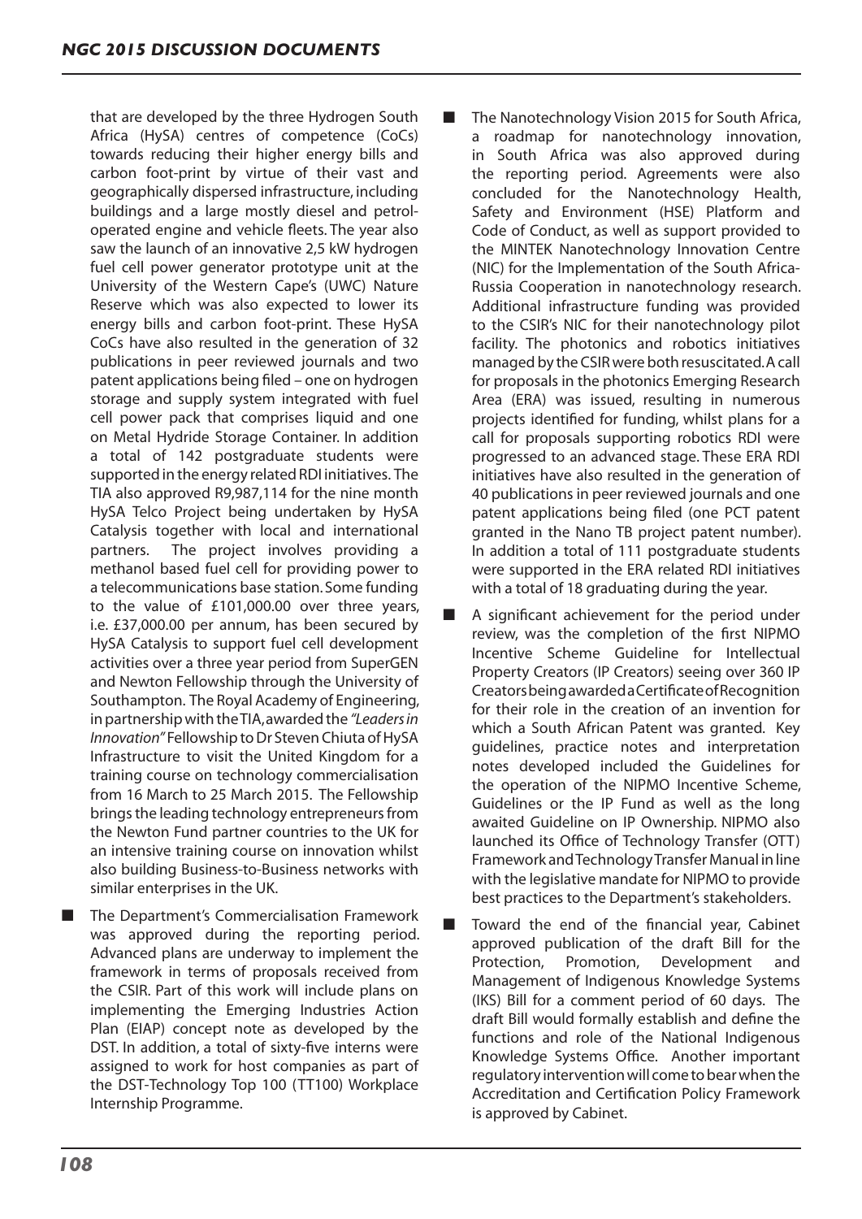that are developed by the three Hydrogen South Africa (HySA) centres of competence (CoCs) towards reducing their higher energy bills and carbon foot-print by virtue of their vast and geographically dispersed infrastructure, including buildings and a large mostly diesel and petrol-operated engine and vehicle fleets. The year also saw the launch of an innovative 2,5 kW hydrogen fuel cell power generator prototype unit at the University of the Western Cape's (UWC) Nature Reserve which was also expected to lower its energy bills and carbon foot-print. These HySA CoCs have also resulted in the generation of 32 publications in peer reviewed journals and two patent applications being filed – one on hydrogen storage and supply system integrated with fuel cell power pack that comprises liquid and one on Metal Hydride Storage Container. In addition a total of 142 postgraduate students were supported in the energy related RDI initiatives. The TIA also approved R9,987,114 for the nine month HySA Telco Project being undertaken by HySA Catalysis together with local and international partners. The project involves providing a methanol based fuel cell for providing power to a telecommunications base station. Some funding to the value of £101,000.00 over three years, i.e. £37,000.00 per annum, has been secured by HySA Catalysis to support fuel cell development activities over a three year period from SuperGEN and Newton Fellowship through the University of Southampton. The Royal Academy of Engineering, in partnership with the TIA, awarded the *"Leaders in Innovation"* Fellowship to Dr Steven Chiuta of HySA Infrastructure to visit the United Kingdom for a training course on technology commercialisation from 16 March to 25 March 2015. The Fellowship brings the leading technology entrepreneurs from the Newton Fund partner countries to the UK for an intensive training course on innovation whilst also building Business-to-Business networks with similar enterprises in the UK.

- The Department's Commercialisation Framework was approved during the reporting period. Advanced plans are underway to implement the framework in terms of proposals received from the CSIR. Part of this work will include plans on implementing the Emerging Industries Action Plan (EIAP) concept note as developed by the DST. In addition, a total of sixty-five interns were assigned to work for host companies as part of the DST-Technology Top 100 (TT100) Workplace Internship Programme.
- The Nanotechnology Vision 2015 for South Africa, a roadmap for nanotechnology innovation, in South Africa was also approved during the reporting period. Agreements were also concluded for the Nanotechnology Health, Safety and Environment (HSE) Platform and Code of Conduct, as well as support provided to the MINTEK Nanotechnology Innovation Centre (NIC) for the Implementation of the South Africa-Russia Cooperation in nanotechnology research. Additional infrastructure funding was provided to the CSIR's NIC for their nanotechnology pilot facility. The photonics and robotics initiatives managed by the CSIR were both resuscitated. A call for proposals in the photonics Emerging Research Area (ERA) was issued, resulting in numerous projects identified for funding, whilst plans for a call for proposals supporting robotics RDI were progressed to an advanced stage. These ERA RDI initiatives have also resulted in the generation of 40 publications in peer reviewed journals and one patent applications being filed (one PCT patent granted in the Nano TB project patent number). In addition a total of 111 postgraduate students were supported in the ERA related RDI initiatives with a total of 18 graduating during the year.
- A significant achievement for the period under review, was the completion of the first NIPMO Incentive Scheme Guideline for Intellectual Property Creators (IP Creators) seeing over 360 IP Creators being awarded a Certificate of Recognition for their role in the creation of an invention for which a South African Patent was granted. Key guidelines, practice notes and interpretation notes developed included the Guidelines for the operation of the NIPMO Incentive Scheme, Guidelines or the IP Fund as well as the long awaited Guideline on IP Ownership. NIPMO also launched its Office of Technology Transfer (OTT) Framework and Technology Transfer Manual in line with the legislative mandate for NIPMO to provide best practices to the Department's stakeholders.
- Toward the end of the financial year, Cabinet approved publication of the draft Bill for the Protection, Promotion, Development and Management of Indigenous Knowledge Systems (IKS) Bill for a comment period of 60 days. The draft Bill would formally establish and define the functions and role of the National Indigenous Knowledge Systems Office. Another important regulatory intervention will come to bear when the Accreditation and Certification Policy Framework is approved by Cabinet.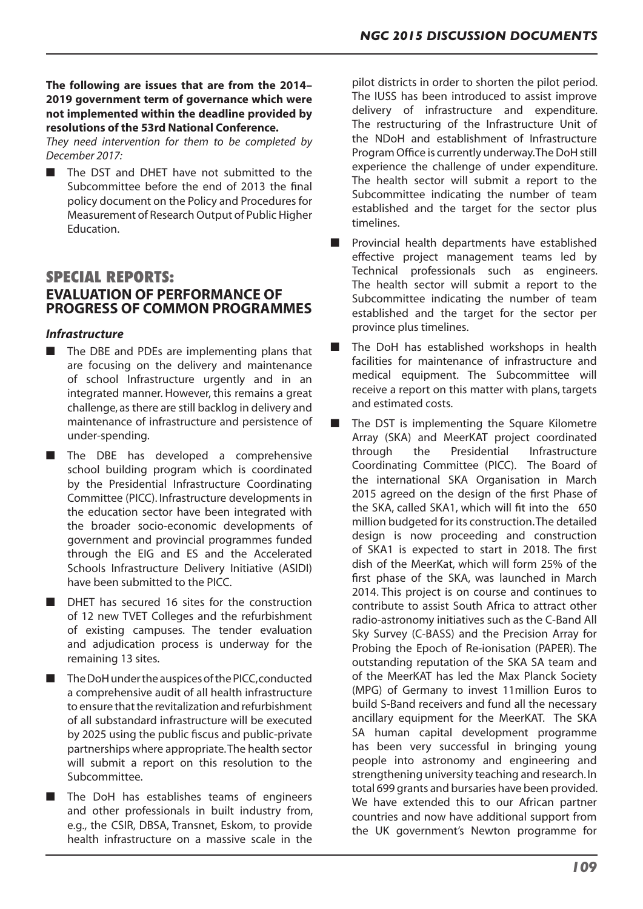**The following are issues that are from the 2014–2019 government term of governance which were not implemented within the deadline provided by resolutions of the 53rd National Conference.**

*They need intervention for them to be completed by December 2017:*

- The DST and DHET have not submitted to the Subcommittee before the end of 2013 the final policy document on the Policy and Procedures for Measurement of Research Output of Public Higher Education.

## SPECIAL REPORTS:

## EVALUATION OF PERFORMANCE OF PROGRESS OF COMMON PROGRAMMES

### *Infrastructure*

- The DBE and PDEs are implementing plans that are focusing on the delivery and maintenance of school Infrastructure urgently and in an integrated manner. However, this remains a great challenge, as there are still backlog in delivery and maintenance of infrastructure and persistence of under-spending.
- The DBE has developed a comprehensive school building program which is coordinated by the Presidential Infrastructure Coordinating Committee (PICC). Infrastructure developments in the education sector have been integrated with the broader socio-economic developments of government and provincial programmes funded through the EIG and ES and the Accelerated Schools Infrastructure Delivery Initiative (ASIDI) have been submitted to the PICC.
- DHET has secured 16 sites for the construction of 12 new TVET Colleges and the refurbishment of existing campuses. The tender evaluation and adjudication process is underway for the remaining 13 sites.
- The DoH under the auspices of the PICC, conducted a comprehensive audit of all health infrastructure to ensure that the revitalization and refurbishment of all substandard infrastructure will be executed by 2025 using the public fiscus and public-private partnerships where appropriate. The health sector will submit a report on this resolution to the Subcommittee.
- The DoH has establishes teams of engineers and other professionals in built industry from, e.g., the CSIR, DBSA, Transnet, Eskom, to provide health infrastructure on a massive scale in the pilot districts in order to shorten the pilot period. The IUSS has been introduced to assist improve delivery of infrastructure and expenditure. The restructuring of the Infrastructure Unit of the NDoH and establishment of Infrastructure Program Office is currently underway. The DoH still experience the challenge of under expenditure. The health sector will submit a report to the Subcommittee indicating the number of team established and the target for the sector plus timelines.
- Provincial health departments have established effective project management teams led by Technical professionals such as engineers. The health sector will submit a report to the Subcommittee indicating the number of team established and the target for the sector per province plus timelines.
- The DoH has established workshops in health facilities for maintenance of infrastructure and medical equipment. The Subcommittee will receive a report on this matter with plans, targets and estimated costs.
- The DST is implementing the Square Kilometre Array (SKA) and MeerKAT project coordinated through the Presidential Infrastructure Coordinating Committee (PICC). The Board of the international SKA Organisation in March 2015 agreed on the design of the first Phase of the SKA, called SKA1, which will fit into the 650 million budgeted for its construction. The detailed design is now proceeding and construction of SKA1 is expected to start in 2018. The first dish of the MeerKat, which will form 25% of the first phase of the SKA, was launched in March 2014. This project is on course and continues to contribute to assist South Africa to attract other radio-astronomy initiatives such as the C-Band All Sky Survey (C-BASS) and the Precision Array for Probing the Epoch of Re-ionisation (PAPER). The outstanding reputation of the SKA SA team and of the MeerKAT has led the Max Planck Society (MPG) of Germany to invest 11million Euros to build S-Band receivers and fund all the necessary ancillary equipment for the MeerKAT. The SKA SA human capital development programme has been very successful in bringing young people into astronomy and engineering and strengthening university teaching and research. In total 699 grants and bursaries have been provided. We have extended this to our African partner countries and now have additional support from the UK government's Newton programme for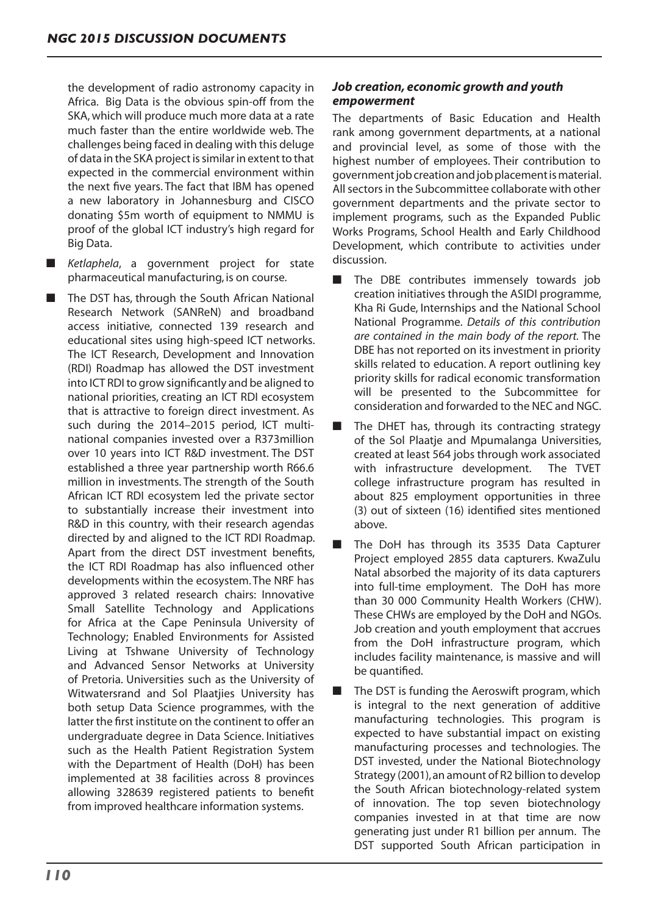the development of radio astronomy capacity in Africa. Big Data is the obvious spin-off from the SKA, which will produce much more data at a rate much faster than the entire worldwide web. The challenges being faced in dealing with this deluge of data in the SKA project is similar in extent to that expected in the commercial environment within the next five years. The fact that IBM has opened a new laboratory in Johannesburg and CISCO donating $5m worth of equipment to NMMU is proof of the global ICT industry's high regard for Big Data.

- *Ketlaphela*, a government project for state pharmaceutical manufacturing, is on course.
- The DST has, through the South African National Research Network (SANReN) and broadband access initiative, connected 139 research and educational sites using high-speed ICT networks. The ICT Research, Development and Innovation (RDI) Roadmap has allowed the DST investment into ICT RDI to grow significantly and be aligned to national priorities, creating an ICT RDI ecosystem that is attractive to foreign direct investment. As such during the 2014–2015 period, ICT multi-national companies invested over a R373million over 10 years into ICT R&D investment. The DST established a three year partnership worth R66.6 million in investments. The strength of the South African ICT RDI ecosystem led the private sector to substantially increase their investment into R&D in this country, with their research agendas directed by and aligned to the ICT RDI Roadmap. Apart from the direct DST investment benefits, the ICT RDI Roadmap has also influenced other developments within the ecosystem. The NRF has approved 3 related research chairs: Innovative Small Satellite Technology and Applications for Africa at the Cape Peninsula University of Technology; Enabled Environments for Assisted Living at Tshwane University of Technology and Advanced Sensor Networks at University of Pretoria. Universities such as the University of Witwatersrand and Sol Plaatjies University has both setup Data Science programmes, with the latter the first institute on the continent to offer an undergraduate degree in Data Science. Initiatives such as the Health Patient Registration System with the Department of Health (DoH) has been implemented at 38 facilities across 8 provinces allowing 328639 registered patients to benefit from improved healthcare information systems.

### *Job creation, economic growth and youth empowerment*

The departments of Basic Education and Health rank among government departments, at a national and provincial level, as some of those with the highest number of employees. Their contribution to government job creation and job placement is material. All sectors in the Subcommittee collaborate with other government departments and the private sector to implement programs, such as the Expanded Public Works Programs, School Health and Early Childhood Development, which contribute to activities under discussion.

- The DBE contributes immensely towards job creation initiatives through the ASIDI programme, Kha Ri Gude, Internships and the National School National Programme. *Details of this contribution are contained in the main body of the report.* The DBE has not reported on its investment in priority skills related to education. A report outlining key priority skills for radical economic transformation will be presented to the Subcommittee for consideration and forwarded to the NEC and NGC.
- The DHET has, through its contracting strategy of the Sol Plaatje and Mpumalanga Universities, created at least 564 jobs through work associated with infrastructure development. The TVET college infrastructure program has resulted in about 825 employment opportunities in three (3) out of sixteen (16) identified sites mentioned above.
- The DoH has through its 3535 Data Capturer Project employed 2855 data capturers. KwaZulu Natal absorbed the majority of its data capturers into full-time employment. The DoH has more than 30 000 Community Health Workers (CHW). These CHWs are employed by the DoH and NGOs. Job creation and youth employment that accrues from the DoH infrastructure program, which includes facility maintenance, is massive and will be quantified.
- The DST is funding the Aeroswift program, which is integral to the next generation of additive manufacturing technologies. This program is expected to have substantial impact on existing manufacturing processes and technologies. The DST invested, under the National Biotechnology Strategy (2001), an amount of R2 billion to develop the South African biotechnology-related system of innovation. The top seven biotechnology companies invested in at that time are now generating just under R1 billion per annum. The DST supported South African participation in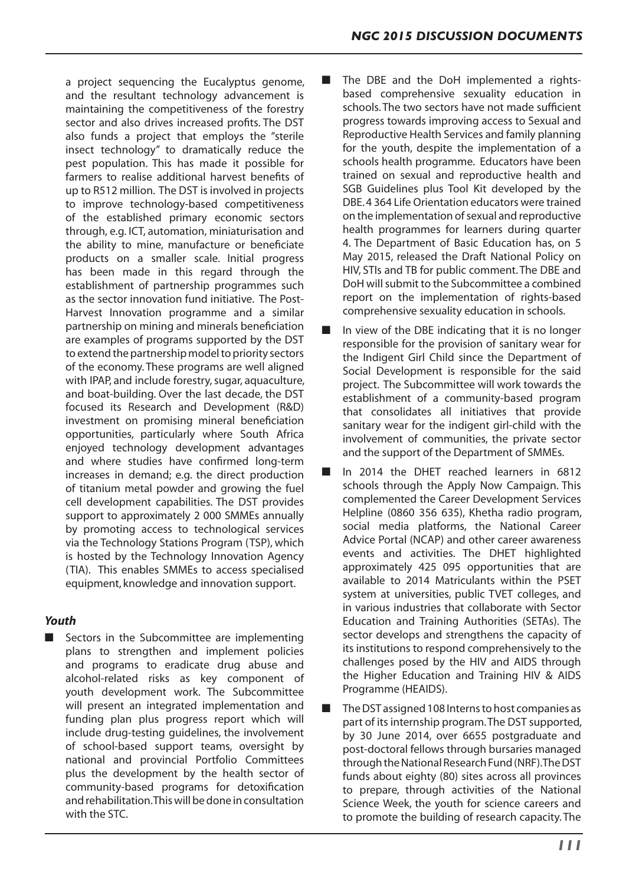a project sequencing the Eucalyptus genome, and the resultant technology advancement is maintaining the competitiveness of the forestry sector and also drives increased profits. The DST also funds a project that employs the "sterile insect technology" to dramatically reduce the pest population. This has made it possible for farmers to realise additional harvest benefits of up to R512 million. The DST is involved in projects to improve technology-based competitiveness of the established primary economic sectors through, e.g. ICT, automation, miniaturisation and the ability to mine, manufacture or beneficiate products on a smaller scale. Initial progress has been made in this regard through the establishment of partnership programmes such as the sector innovation fund initiative. The Post-Harvest Innovation programme and a similar partnership on mining and minerals beneficiation are examples of programs supported by the DST to extend the partnership model to priority sectors of the economy. These programs are well aligned with IPAP, and include forestry, sugar, aquaculture, and boat-building. Over the last decade, the DST focused its Research and Development (R&D) investment on promising mineral beneficiation opportunities, particularly where South Africa enjoyed technology development advantages and where studies have confirmed long-term increases in demand; e.g. the direct production of titanium metal powder and growing the fuel cell development capabilities. The DST provides support to approximately 2 000 SMMEs annually by promoting access to technological services via the Technology Stations Program (TSP), which is hosted by the Technology Innovation Agency (TIA). This enables SMMEs to access specialised equipment, knowledge and innovation support.

### *Youth*

- Sectors in the Subcommittee are implementing plans to strengthen and implement policies and programs to eradicate drug abuse and alcohol-related risks as key component of youth development work. The Subcommittee will present an integrated implementation and funding plan plus progress report which will include drug-testing guidelines, the involvement of school-based support teams, oversight by national and provincial Portfolio Committees plus the development by the health sector of community-based programs for detoxification and rehabilitation. This will be done in consultation with the STC.
- The DBE and the DoH implemented a rights-based comprehensive sexuality education in schools. The two sectors have not made sufficient progress towards improving access to Sexual and Reproductive Health Services and family planning for the youth, despite the implementation of a schools health programme. Educators have been trained on sexual and reproductive health and SGB Guidelines plus Tool Kit developed by the DBE. 4 364 Life Orientation educators were trained on the implementation of sexual and reproductive health programmes for learners during quarter 4. The Department of Basic Education has, on 5 May 2015, released the Draft National Policy on HIV, STIs and TB for public comment. The DBE and DoH will submit to the Subcommittee a combined report on the implementation of rights-based comprehensive sexuality education in schools.
- In view of the DBE indicating that it is no longer responsible for the provision of sanitary wear for the Indigent Girl Child since the Department of Social Development is responsible for the said project. The Subcommittee will work towards the establishment of a community-based program that consolidates all initiatives that provide sanitary wear for the indigent girl-child with the involvement of communities, the private sector and the support of the Department of SMMEs.
- In 2014 the DHET reached learners in 6812 schools through the Apply Now Campaign. This complemented the Career Development Services Helpline (0860 356 635), Khetha radio program, social media platforms, the National Career Advice Portal (NCAP) and other career awareness events and activities. The DHET highlighted approximately 425 095 opportunities that are available to 2014 Matriculants within the PSET system at universities, public TVET colleges, and in various industries that collaborate with Sector Education and Training Authorities (SETAs). The sector develops and strengthens the capacity of its institutions to respond comprehensively to the challenges posed by the HIV and AIDS through the Higher Education and Training HIV & AIDS Programme (HEAIDS).
- The DST assigned 108 Interns to host companies as part of its internship program. The DST supported, by 30 June 2014, over 6655 postgraduate and post-doctoral fellows through bursaries managed through the National Research Fund (NRF). The DST funds about eighty (80) sites across all provinces to prepare, through activities of the National Science Week, the youth for science careers and to promote the building of research capacity. The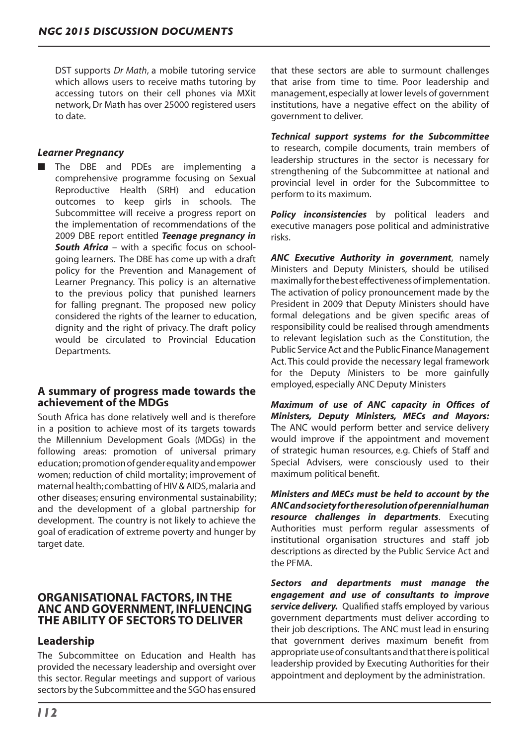DST supports *Dr Math*, a mobile tutoring service which allows users to receive maths tutoring by accessing tutors on their cell phones via MXit network, Dr Math has over 25000 registered users to date.

### *Learner Pregnancy*

- The DBE and PDEs are implementing a comprehensive programme focusing on Sexual Reproductive Health (SRH) and education outcomes to keep girls in schools. The Subcommittee will receive a progress report on the implementation of recommendations of the 2009 DBE report entitled ***Teenage pregnancy in South Africa*** – with a specific focus on school-going learners. The DBE has come up with a draft policy for the Prevention and Management of Learner Pregnancy. This policy is an alternative to the previous policy that punished learners for falling pregnant. The proposed new policy considered the rights of the learner to education, dignity and the right of privacy. The draft policy would be circulated to Provincial Education Departments.

### A summary of progress made towards the achievement of the MDGs

South Africa has done relatively well and is therefore in a position to achieve most of its targets towards the Millennium Development Goals (MDGs) in the following areas: promotion of universal primary education; promotion of gender equality and empower women; reduction of child mortality; improvement of maternal health; combatting of HIV & AIDS, malaria and other diseases; ensuring environmental sustainability; and the development of a global partnership for development. The country is not likely to achieve the goal of eradication of extreme poverty and hunger by target date.

## ORGANISATIONAL FACTORS, IN THE ANC AND GOVERNMENT, INFLUENCING THE ABILITY OF SECTORS TO DELIVER

### Leadership

The Subcommittee on Education and Health has provided the necessary leadership and oversight over this sector. Regular meetings and support of various sectors by the Subcommittee and the SGO has ensured that these sectors are able to surmount challenges that arise from time to time. Poor leadership and management, especially at lower levels of government institutions, have a negative effect on the ability of government to deliver.

***Technical support systems for the Subcommittee*** to research, compile documents, train members of leadership structures in the sector is necessary for strengthening of the Subcommittee at national and provincial level in order for the Subcommittee to perform to its maximum.

***Policy inconsistencies*** by political leaders and executive managers pose political and administrative risks.

***ANC Executive Authority in government***, namely Ministers and Deputy Ministers, should be utilised maximally for the best effectiveness of implementation. The activation of policy pronouncement made by the President in 2009 that Deputy Ministers should have formal delegations and be given specific areas of responsibility could be realised through amendments to relevant legislation such as the Constitution, the Public Service Act and the Public Finance Management Act. This could provide the necessary legal framework for the Deputy Ministers to be more gainfully employed, especially ANC Deputy Ministers

***Maximum of use of ANC capacity in Offices of Ministers, Deputy Ministers, MECs and Mayors:*** The ANC would perform better and service delivery would improve if the appointment and movement of strategic human resources, e.g. Chiefs of Staff and Special Advisers, were consciously used to their maximum political benefit.

***Ministers and MECs must be held to account by the ANC and society for the resolution of perennial human resource challenges in departments***. Executing Authorities must perform regular assessments of institutional organisation structures and staff job descriptions as directed by the Public Service Act and the PFMA.

***Sectors and departments must manage the engagement and use of consultants to improve service delivery.*** Qualified staffs employed by various government departments must deliver according to their job descriptions. The ANC must lead in ensuring that government derives maximum benefit from appropriate use of consultants and that there is political leadership provided by Executing Authorities for their appointment and deployment by the administration.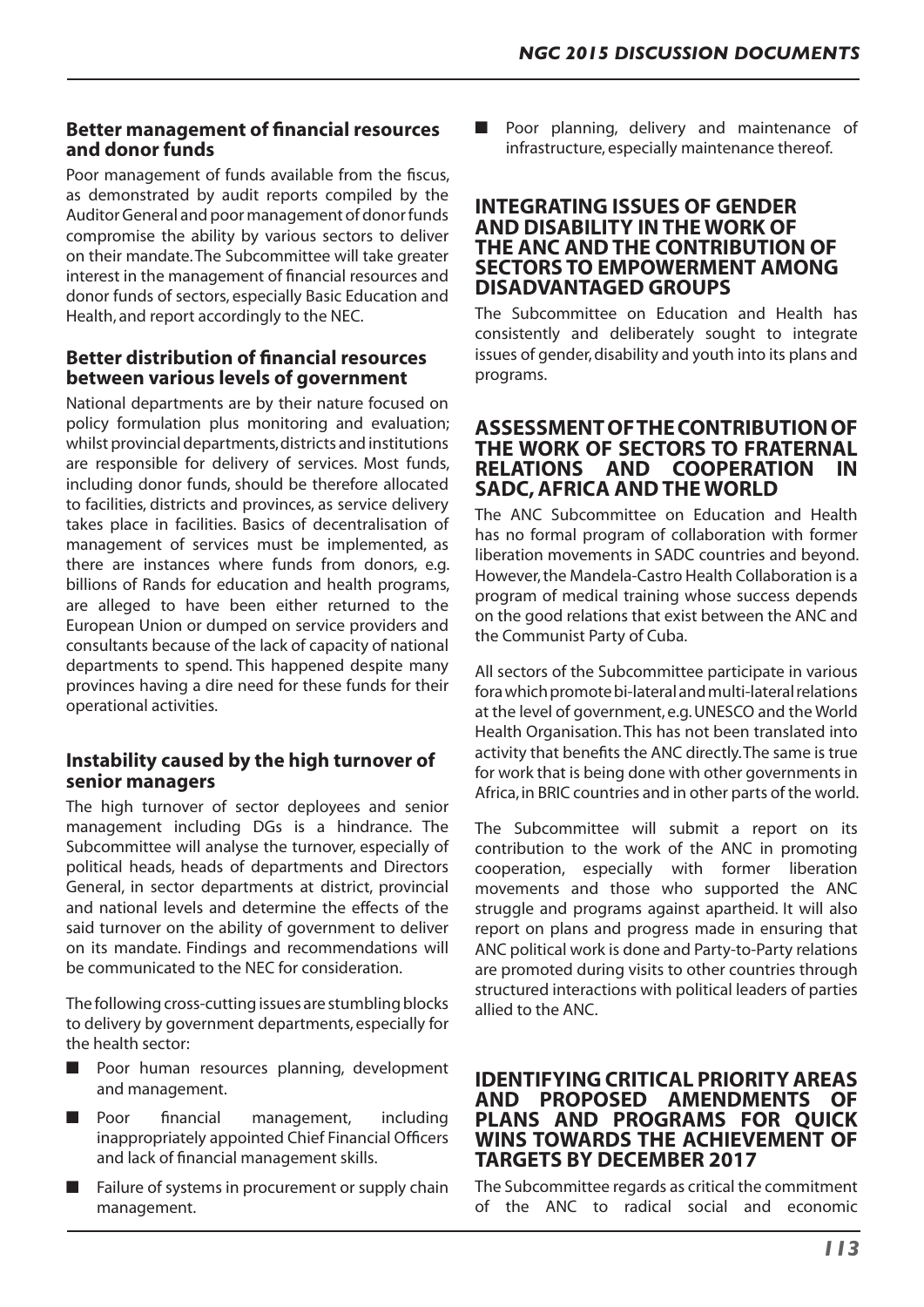### Better management of financial resources and donor funds

Poor management of funds available from the fiscus, as demonstrated by audit reports compiled by the Auditor General and poor management of donor funds compromise the ability by various sectors to deliver on their mandate. The Subcommittee will take greater interest in the management of financial resources and donor funds of sectors, especially Basic Education and Health, and report accordingly to the NEC.

### Better distribution of financial resources between various levels of government

National departments are by their nature focused on policy formulation plus monitoring and evaluation; whilst provincial departments, districts and institutions are responsible for delivery of services. Most funds, including donor funds, should be therefore allocated to facilities, districts and provinces, as service delivery takes place in facilities. Basics of decentralisation of management of services must be implemented, as there are instances where funds from donors, e.g. billions of Rands for education and health programs, are alleged to have been either returned to the European Union or dumped on service providers and consultants because of the lack of capacity of national departments to spend. This happened despite many provinces having a dire need for these funds for their operational activities.

### Instability caused by the high turnover of senior managers

The high turnover of sector deployees and senior management including DGs is a hindrance. The Subcommittee will analyse the turnover, especially of political heads, heads of departments and Directors General, in sector departments at district, provincial and national levels and determine the effects of the said turnover on the ability of government to deliver on its mandate. Findings and recommendations will be communicated to the NEC for consideration.

The following cross-cutting issues are stumbling blocks to delivery by government departments, especially for the health sector:

- Poor human resources planning, development and management.
- Poor financial management, including inappropriately appointed Chief Financial Officers and lack of financial management skills.
- Failure of systems in procurement or supply chain management.
- Poor planning, delivery and maintenance of infrastructure, especially maintenance thereof.

## INTEGRATING ISSUES OF GENDER AND DISABILITY IN THE WORK OF THE ANC AND THE CONTRIBUTION OF SECTORS TO EMPOWERMENT AMONG DISADVANTAGED GROUPS

The Subcommittee on Education and Health has consistently and deliberately sought to integrate issues of gender, disability and youth into its plans and programs.

## ASSESSMENT OF THE CONTRIBUTION OF THE WORK OF SECTORS TO FRATERNAL RELATIONS AND COOPERATION IN SADC, AFRICA AND THE WORLD

The ANC Subcommittee on Education and Health has no formal program of collaboration with former liberation movements in SADC countries and beyond. However, the Mandela-Castro Health Collaboration is a program of medical training whose success depends on the good relations that exist between the ANC and the Communist Party of Cuba.

All sectors of the Subcommittee participate in various fora which promote bi-lateral and multi-lateral relations at the level of government, e.g. UNESCO and the World Health Organisation. This has not been translated into activity that benefits the ANC directly. The same is true for work that is being done with other governments in Africa, in BRIC countries and in other parts of the world.

The Subcommittee will submit a report on its contribution to the work of the ANC in promoting cooperation, especially with former liberation movements and those who supported the ANC struggle and programs against apartheid. It will also report on plans and progress made in ensuring that ANC political work is done and Party-to-Party relations are promoted during visits to other countries through structured interactions with political leaders of parties allied to the ANC.

## IDENTIFYING CRITICAL PRIORITY AREAS AND PROPOSED AMENDMENTS OF PLANS AND PROGRAMS FOR QUICK WINS TOWARDS THE ACHIEVEMENT OF TARGETS BY DECEMBER 2017

The Subcommittee regards as critical the commitment of the ANC to radical social and economic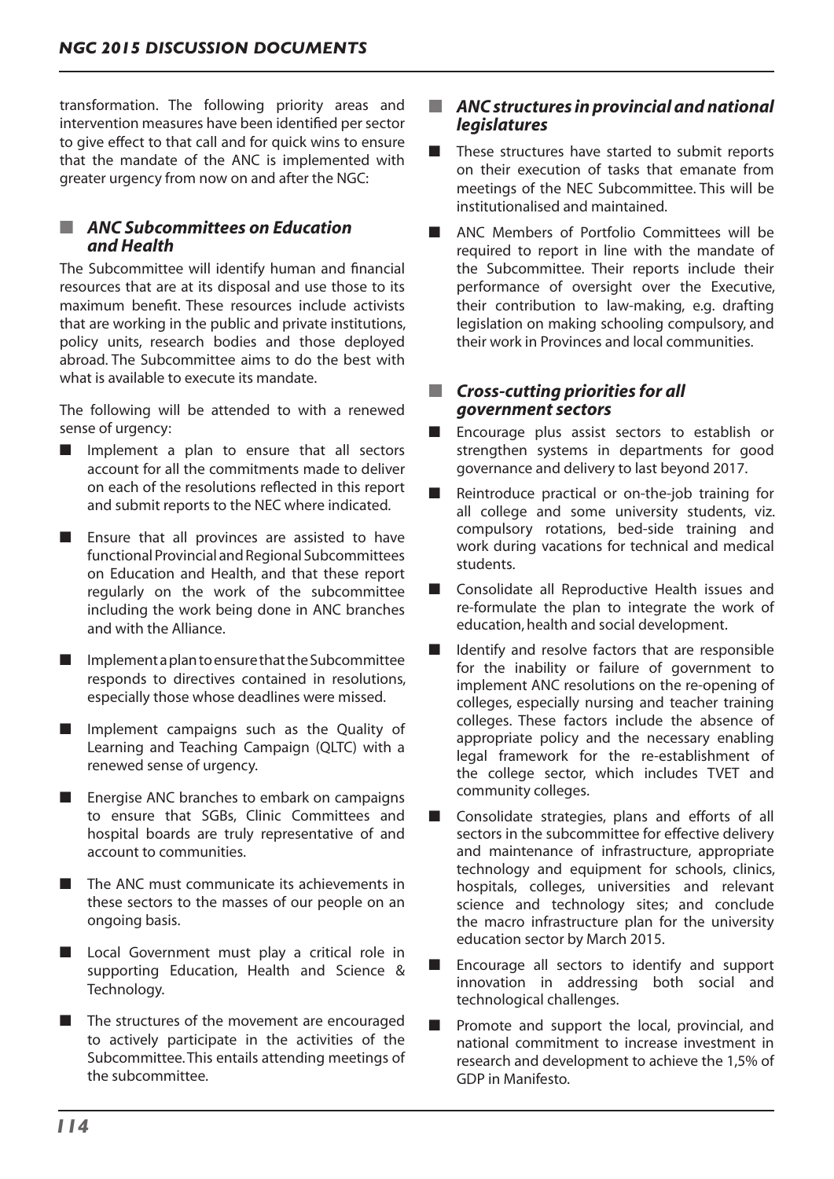transformation. The following priority areas and intervention measures have been identified per sector to give effect to that call and for quick wins to ensure that the mandate of the ANC is implemented with greater urgency from now on and after the NGC:

### *ANC Subcommittees on Education and Health*

The Subcommittee will identify human and financial resources that are at its disposal and use those to its maximum benefit. These resources include activists that are working in the public and private institutions, policy units, research bodies and those deployed abroad. The Subcommittee aims to do the best with what is available to execute its mandate.

The following will be attended to with a renewed sense of urgency:

- Implement a plan to ensure that all sectors account for all the commitments made to deliver on each of the resolutions reflected in this report and submit reports to the NEC where indicated.
- Ensure that all provinces are assisted to have functional Provincial and Regional Subcommittees on Education and Health, and that these report regularly on the work of the subcommittee including the work being done in ANC branches and with the Alliance.
- Implement a plan to ensure that the Subcommittee responds to directives contained in resolutions, especially those whose deadlines were missed.
- Implement campaigns such as the Quality of Learning and Teaching Campaign (QLTC) with a renewed sense of urgency.
- Energise ANC branches to embark on campaigns to ensure that SGBs, Clinic Committees and hospital boards are truly representative of and account to communities.
- The ANC must communicate its achievements in these sectors to the masses of our people on an ongoing basis.
- Local Government must play a critical role in supporting Education, Health and Science & Technology.
- The structures of the movement are encouraged to actively participate in the activities of the Subcommittee. This entails attending meetings of the subcommittee.

### *ANC structures in provincial and national legislatures*

- These structures have started to submit reports on their execution of tasks that emanate from meetings of the NEC Subcommittee. This will be institutionalised and maintained.
- ANC Members of Portfolio Committees will be required to report in line with the mandate of the Subcommittee. Their reports include their performance of oversight over the Executive, their contribution to law-making, e.g. drafting legislation on making schooling compulsory, and their work in Provinces and local communities.

### *Cross-cutting priorities for all government sectors*

- Encourage plus assist sectors to establish or strengthen systems in departments for good governance and delivery to last beyond 2017.
- Reintroduce practical or on-the-job training for all college and some university students, viz. compulsory rotations, bed-side training and work during vacations for technical and medical students.
- Consolidate all Reproductive Health issues and re-formulate the plan to integrate the work of education, health and social development.
- Identify and resolve factors that are responsible for the inability or failure of government to implement ANC resolutions on the re-opening of colleges, especially nursing and teacher training colleges. These factors include the absence of appropriate policy and the necessary enabling legal framework for the re-establishment of the college sector, which includes TVET and community colleges.
- Consolidate strategies, plans and efforts of all sectors in the subcommittee for effective delivery and maintenance of infrastructure, appropriate technology and equipment for schools, clinics, hospitals, colleges, universities and relevant science and technology sites; and conclude the macro infrastructure plan for the university education sector by March 2015.
- Encourage all sectors to identify and support innovation in addressing both social and technological challenges.
- Promote and support the local, provincial, and national commitment to increase investment in research and development to achieve the 1,5% of GDP in Manifesto.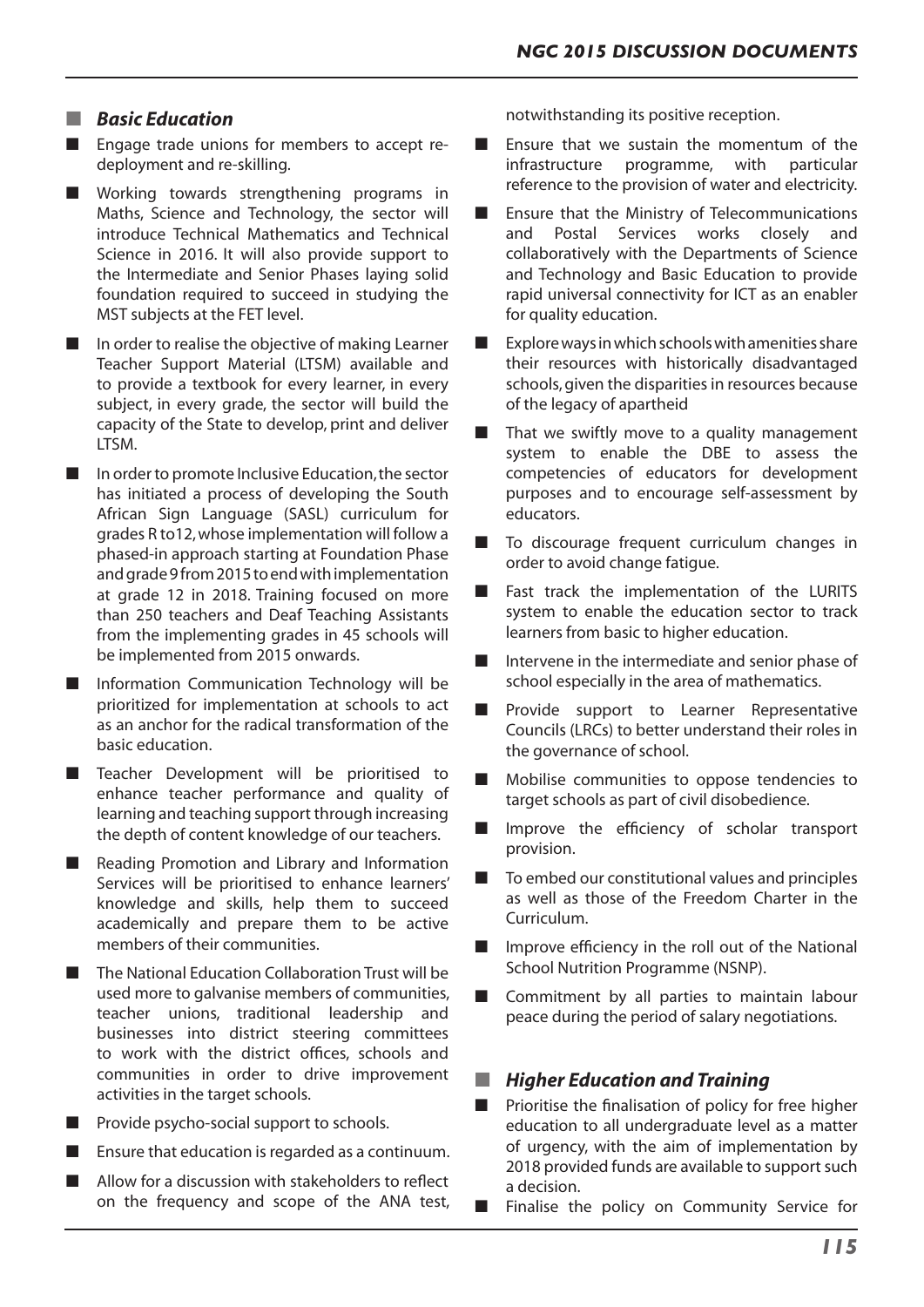### *Basic Education*

- Engage trade unions for members to accept re-deployment and re-skilling.
- Working towards strengthening programs in Maths, Science and Technology, the sector will introduce Technical Mathematics and Technical Science in 2016. It will also provide support to the Intermediate and Senior Phases laying solid foundation required to succeed in studying the MST subjects at the FET level.
- In order to realise the objective of making Learner Teacher Support Material (LTSM) available and to provide a textbook for every learner, in every subject, in every grade, the sector will build the capacity of the State to develop, print and deliver LTSM.
- In order to promote Inclusive Education, the sector has initiated a process of developing the South African Sign Language (SASL) curriculum for grades R to12, whose implementation will follow a phased-in approach starting at Foundation Phase and grade 9 from 2015 to end with implementation at grade 12 in 2018. Training focused on more than 250 teachers and Deaf Teaching Assistants from the implementing grades in 45 schools will be implemented from 2015 onwards.
- Information Communication Technology will be prioritized for implementation at schools to act as an anchor for the radical transformation of the basic education.
- Teacher Development will be prioritised to enhance teacher performance and quality of learning and teaching support through increasing the depth of content knowledge of our teachers.
- Reading Promotion and Library and Information Services will be prioritised to enhance learners' knowledge and skills, help them to succeed academically and prepare them to be active members of their communities.
- The National Education Collaboration Trust will be used more to galvanise members of communities, teacher unions, traditional leadership and businesses into district steering committees to work with the district offices, schools and communities in order to drive improvement activities in the target schools.
- Provide psycho-social support to schools.
- Ensure that education is regarded as a continuum.
- Allow for a discussion with stakeholders to reflect on the frequency and scope of the ANA test, notwithstanding its positive reception.
- Ensure that we sustain the momentum of the infrastructure programme, with particular reference to the provision of water and electricity.
- Ensure that the Ministry of Telecommunications and Postal Services works closely and collaboratively with the Departments of Science and Technology and Basic Education to provide rapid universal connectivity for ICT as an enabler for quality education.
- Explore ways in which schools with amenities share their resources with historically disadvantaged schools, given the disparities in resources because of the legacy of apartheid
- That we swiftly move to a quality management system to enable the DBE to assess the competencies of educators for development purposes and to encourage self-assessment by educators.
- To discourage frequent curriculum changes in order to avoid change fatigue.
- Fast track the implementation of the LURITS system to enable the education sector to track learners from basic to higher education.
- Intervene in the intermediate and senior phase of school especially in the area of mathematics.
- Provide support to Learner Representative Councils (LRCs) to better understand their roles in the governance of school.
- Mobilise communities to oppose tendencies to target schools as part of civil disobedience.
- Improve the efficiency of scholar transport provision.
- To embed our constitutional values and principles as well as those of the Freedom Charter in the Curriculum.
- Improve efficiency in the roll out of the National School Nutrition Programme (NSNP).
- Commitment by all parties to maintain labour peace during the period of salary negotiations.

### *Higher Education and Training*

- Prioritise the finalisation of policy for free higher education to all undergraduate level as a matter of urgency, with the aim of implementation by 2018 provided funds are available to support such a decision.
- Finalise the policy on Community Service for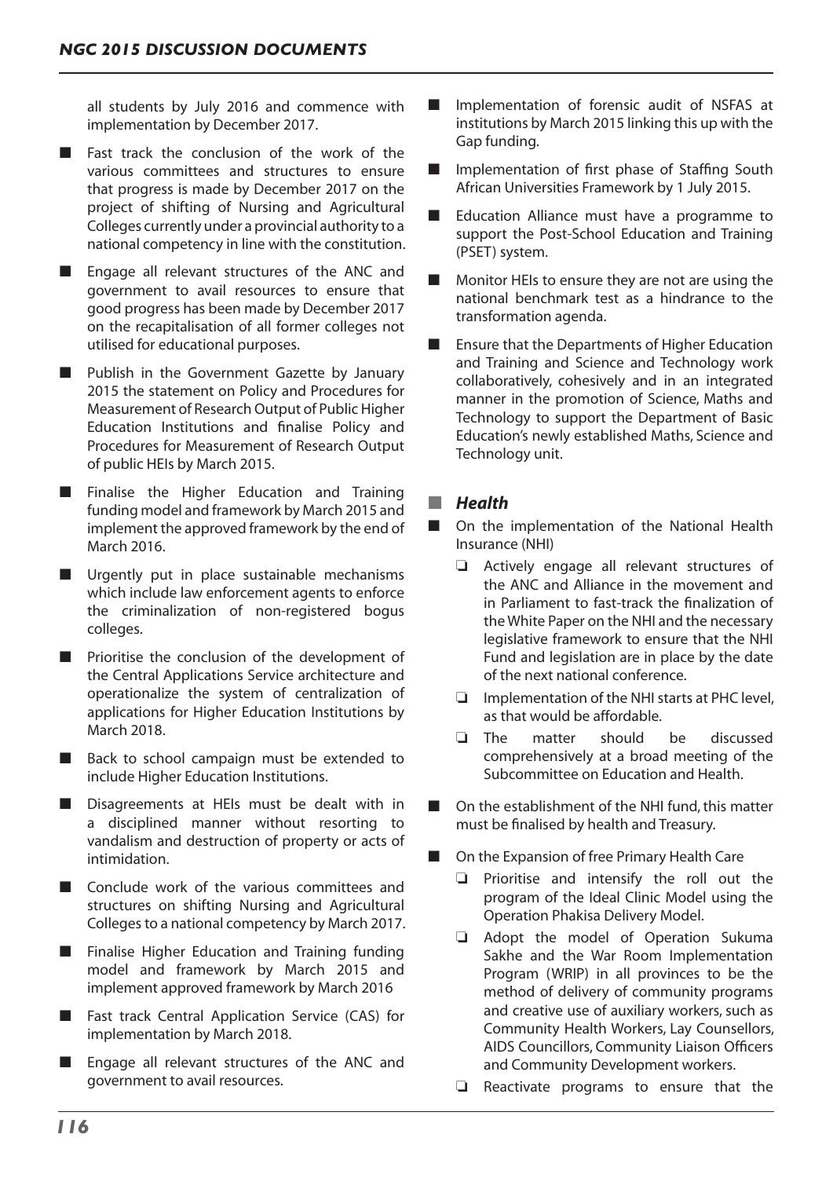all students by July 2016 and commence with implementation by December 2017.

- Fast track the conclusion of the work of the various committees and structures to ensure that progress is made by December 2017 on the project of shifting of Nursing and Agricultural Colleges currently under a provincial authority to a national competency in line with the constitution.
- Engage all relevant structures of the ANC and government to avail resources to ensure that good progress has been made by December 2017 on the recapitalisation of all former colleges not utilised for educational purposes.
- Publish in the Government Gazette by January 2015 the statement on Policy and Procedures for Measurement of Research Output of Public Higher Education Institutions and finalise Policy and Procedures for Measurement of Research Output of public HEIs by March 2015.
- Finalise the Higher Education and Training funding model and framework by March 2015 and implement the approved framework by the end of March 2016.
- Urgently put in place sustainable mechanisms which include law enforcement agents to enforce the criminalization of non-registered bogus colleges.
- Prioritise the conclusion of the development of the Central Applications Service architecture and operationalize the system of centralization of applications for Higher Education Institutions by March 2018.
- Back to school campaign must be extended to include Higher Education Institutions.
- Disagreements at HEIs must be dealt with in a disciplined manner without resorting to vandalism and destruction of property or acts of intimidation.
- Conclude work of the various committees and structures on shifting Nursing and Agricultural Colleges to a national competency by March 2017.
- Finalise Higher Education and Training funding model and framework by March 2015 and implement approved framework by March 2016
- Fast track Central Application Service (CAS) for implementation by March 2018.
- Engage all relevant structures of the ANC and government to avail resources.
- Implementation of forensic audit of NSFAS at institutions by March 2015 linking this up with the Gap funding.
- Implementation of first phase of Staffing South African Universities Framework by 1 July 2015.
- Education Alliance must have a programme to support the Post-School Education and Training (PSET) system.
- Monitor HEIs to ensure they are not are using the national benchmark test as a hindrance to the transformation agenda.
- Ensure that the Departments of Higher Education and Training and Science and Technology work collaboratively, cohesively and in an integrated manner in the promotion of Science, Maths and Technology to support the Department of Basic Education's newly established Maths, Science and Technology unit.

### *Health*

- On the implementation of the National Health Insurance (NHI)
  - Actively engage all relevant structures of the ANC and Alliance in the movement and in Parliament to fast-track the finalization of the White Paper on the NHI and the necessary legislative framework to ensure that the NHI Fund and legislation are in place by the date of the next national conference.
  - Implementation of the NHI starts at PHC level, as that would be affordable.
  - The matter should be discussed comprehensively at a broad meeting of the Subcommittee on Education and Health.
- On the establishment of the NHI fund, this matter must be finalised by health and Treasury.
- On the Expansion of free Primary Health Care
  - Prioritise and intensify the roll out the program of the Ideal Clinic Model using the Operation Phakisa Delivery Model.
  - Adopt the model of Operation Sukuma Sakhe and the War Room Implementation Program (WRIP) in all provinces to be the method of delivery of community programs and creative use of auxiliary workers, such as Community Health Workers, Lay Counsellors, AIDS Councillors, Community Liaison Officers and Community Development workers.
  - Reactivate programs to ensure that the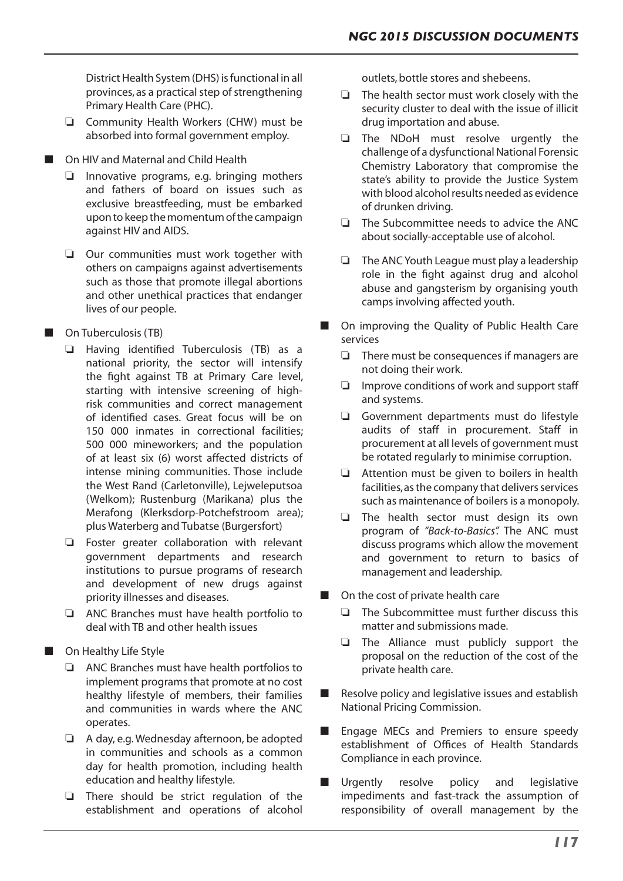District Health System (DHS) is functional in all provinces, as a practical step of strengthening Primary Health Care (PHC).

- Community Health Workers (CHW) must be absorbed into formal government employ.

- On HIV and Maternal and Child Health
  - Innovative programs, e.g. bringing mothers and fathers of board on issues such as exclusive breastfeeding, must be embarked upon to keep the momentum of the campaign against HIV and AIDS.
  - Our communities must work together with others on campaigns against advertisements such as those that promote illegal abortions and other unethical practices that endanger lives of our people.

- On Tuberculosis (TB)
  - Having identified Tuberculosis (TB) as a national priority, the sector will intensify the fight against TB at Primary Care level, starting with intensive screening of high-risk communities and correct management of identified cases. Great focus will be on 150 000 inmates in correctional facilities; 500 000 mineworkers; and the population of at least six (6) worst affected districts of intense mining communities. Those include the West Rand (Carletonville), Lejweleputsoa (Welkom); Rustenburg (Marikana) plus the Merafong (Klerksdorp-Potchefstroom area); plus Waterberg and Tubatse (Burgersfort)
  - Foster greater collaboration with relevant government departments and research institutions to pursue programs of research and development of new drugs against priority illnesses and diseases.
  - ANC Branches must have health portfolio to deal with TB and other health issues

- On Healthy Life Style
  - ANC Branches must have health portfolios to implement programs that promote at no cost healthy lifestyle of members, their families and communities in wards where the ANC operates.
  - A day, e.g. Wednesday afternoon, be adopted in communities and schools as a common day for health promotion, including health education and healthy lifestyle.
  - There should be strict regulation of the establishment and operations of alcohol outlets, bottle stores and shebeens.
  - The health sector must work closely with the security cluster to deal with the issue of illicit drug importation and abuse.
  - The NDoH must resolve urgently the challenge of a dysfunctional National Forensic Chemistry Laboratory that compromise the state's ability to provide the Justice System with blood alcohol results needed as evidence of drunken driving.
  - The Subcommittee needs to advice the ANC about socially-acceptable use of alcohol.
  - The ANC Youth League must play a leadership role in the fight against drug and alcohol abuse and gangsterism by organising youth camps involving affected youth.

- On improving the Quality of Public Health Care services
  - There must be consequences if managers are not doing their work.
  - Improve conditions of work and support staff and systems.
  - Government departments must do lifestyle audits of staff in procurement. Staff in procurement at all levels of government must be rotated regularly to minimise corruption.
  - Attention must be given to boilers in health facilities, as the company that delivers services such as maintenance of boilers is a monopoly.
  - The health sector must design its own program of *"Back-to-Basics".* The ANC must discuss programs which allow the movement and government to return to basics of management and leadership.

- On the cost of private health care
  - The Subcommittee must further discuss this matter and submissions made.
  - The Alliance must publicly support the proposal on the reduction of the cost of the private health care.

- Resolve policy and legislative issues and establish National Pricing Commission.

- Engage MECs and Premiers to ensure speedy establishment of Offices of Health Standards Compliance in each province.

- Urgently resolve policy and legislative impediments and fast-track the assumption of responsibility of overall management by the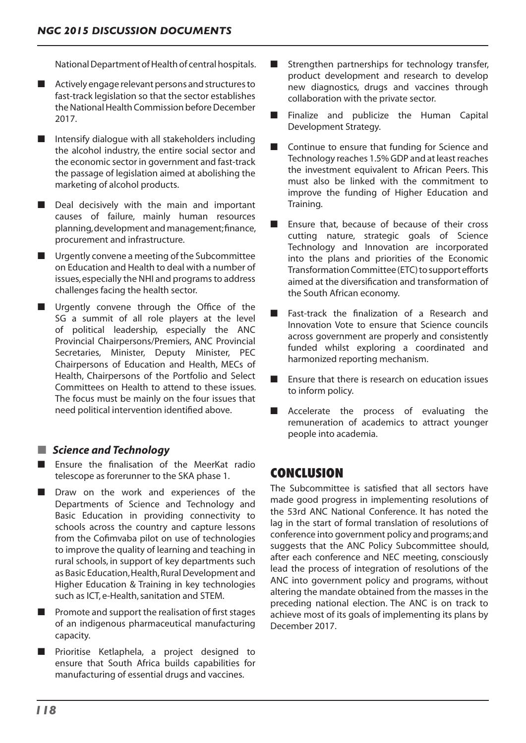National Department of Health of central hospitals.

- Actively engage relevant persons and structures to fast-track legislation so that the sector establishes the National Health Commission before December 2017.
- Intensify dialogue with all stakeholders including the alcohol industry, the entire social sector and the economic sector in government and fast-track the passage of legislation aimed at abolishing the marketing of alcohol products.
- Deal decisively with the main and important causes of failure, mainly human resources planning, development and management; finance, procurement and infrastructure.
- Urgently convene a meeting of the Subcommittee on Education and Health to deal with a number of issues, especially the NHI and programs to address challenges facing the health sector.
- Urgently convene through the Office of the SG a summit of all role players at the level of political leadership, especially the ANC Provincial Chairpersons/Premiers, ANC Provincial Secretaries, Minister, Deputy Minister, PEC Chairpersons of Education and Health, MECs of Health, Chairpersons of the Portfolio and Select Committees on Health to attend to these issues. The focus must be mainly on the four issues that need political intervention identified above.

### *Science and Technology*

- Ensure the finalisation of the MeerKat radio telescope as forerunner to the SKA phase 1.
- Draw on the work and experiences of the Departments of Science and Technology and Basic Education in providing connectivity to schools across the country and capture lessons from the Cofimvaba pilot on use of technologies to improve the quality of learning and teaching in rural schools, in support of key departments such as Basic Education, Health, Rural Development and Higher Education & Training in key technologies such as ICT, e-Health, sanitation and STEM.
- Promote and support the realisation of first stages of an indigenous pharmaceutical manufacturing capacity.
- Prioritise Ketlaphela, a project designed to ensure that South Africa builds capabilities for manufacturing of essential drugs and vaccines.
- Strengthen partnerships for technology transfer, product development and research to develop new diagnostics, drugs and vaccines through collaboration with the private sector.
- Finalize and publicize the Human Capital Development Strategy.
- Continue to ensure that funding for Science and Technology reaches 1.5% GDP and at least reaches the investment equivalent to African Peers. This must also be linked with the commitment to improve the funding of Higher Education and Training.
- Ensure that, because of because of their cross cutting nature, strategic goals of Science Technology and Innovation are incorporated into the plans and priorities of the Economic Transformation Committee (ETC) to support efforts aimed at the diversification and transformation of the South African economy.
- Fast-track the finalization of a Research and Innovation Vote to ensure that Science councils across government are properly and consistently funded whilst exploring a coordinated and harmonized reporting mechanism.
- Ensure that there is research on education issues to inform policy.
- Accelerate the process of evaluating the remuneration of academics to attract younger people into academia.

## CONCLUSION

The Subcommittee is satisfied that all sectors have made good progress in implementing resolutions of the 53rd ANC National Conference. It has noted the lag in the start of formal translation of resolutions of conference into government policy and programs; and suggests that the ANC Policy Subcommittee should, after each conference and NEC meeting, consciously lead the process of integration of resolutions of the ANC into government policy and programs, without altering the mandate obtained from the masses in the preceding national election. The ANC is on track to achieve most of its goals of implementing its plans by December 2017.